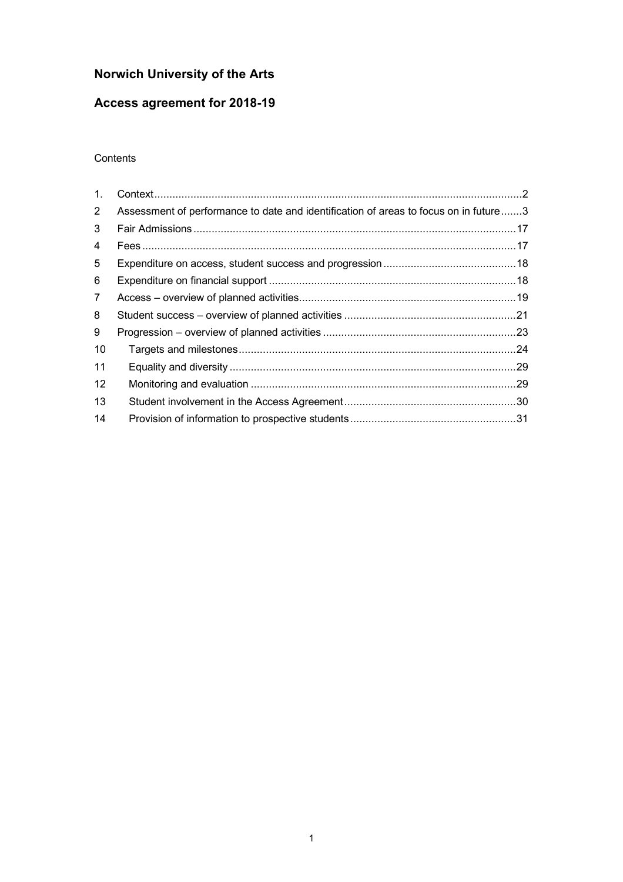# Norwich University of the Arts

## Access agreement for 2018-19

Contents

| | | |
|---|---|---|
| 1. | Context | 2 |
| 2 | Assessment of performance to date and identification of areas to focus on in future | 3 |
| 3 | Fair Admissions | 17 |
| 4 | Fees | 17 |
| 5 | Expenditure on access, student success and progression | 18 |
| 6 | Expenditure on financial support | 18 |
| 7 | Access – overview of planned activities | 19 |
| 8 | Student success – overview of planned activities | 21 |
| 9 | Progression – overview of planned activities | 23 |
| 10 | Targets and milestones | 24 |
| 11 | Equality and diversity | 29 |
| 12 | Monitoring and evaluation | 29 |
| 13 | Student involvement in the Access Agreement | 30 |
| 14 | Provision of information to prospective students | 31 |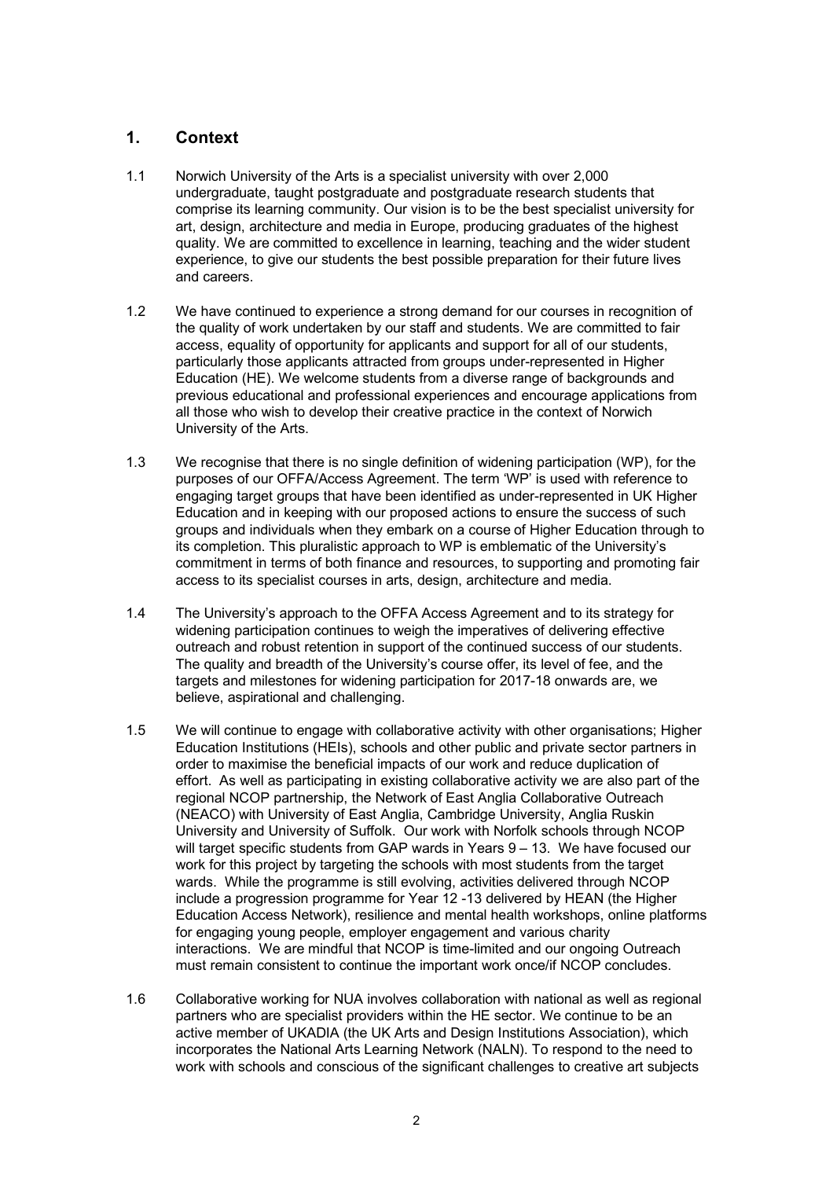## 1. Context

1.1 Norwich University of the Arts is a specialist university with over 2,000 undergraduate, taught postgraduate and postgraduate research students that comprise its learning community. Our vision is to be the best specialist university for art, design, architecture and media in Europe, producing graduates of the highest quality. We are committed to excellence in learning, teaching and the wider student experience, to give our students the best possible preparation for their future lives and careers.

1.2 We have continued to experience a strong demand for our courses in recognition of the quality of work undertaken by our staff and students. We are committed to fair access, equality of opportunity for applicants and support for all of our students, particularly those applicants attracted from groups under-represented in Higher Education (HE). We welcome students from a diverse range of backgrounds and previous educational and professional experiences and encourage applications from all those who wish to develop their creative practice in the context of Norwich University of the Arts.

1.3 We recognise that there is no single definition of widening participation (WP), for the purposes of our OFFA/Access Agreement. The term 'WP' is used with reference to engaging target groups that have been identified as under-represented in UK Higher Education and in keeping with our proposed actions to ensure the success of such groups and individuals when they embark on a course of Higher Education through to its completion. This pluralistic approach to WP is emblematic of the University's commitment in terms of both finance and resources, to supporting and promoting fair access to its specialist courses in arts, design, architecture and media.

1.4 The University's approach to the OFFA Access Agreement and to its strategy for widening participation continues to weigh the imperatives of delivering effective outreach and robust retention in support of the continued success of our students. The quality and breadth of the University's course offer, its level of fee, and the targets and milestones for widening participation for 2017-18 onwards are, we believe, aspirational and challenging.

1.5 We will continue to engage with collaborative activity with other organisations; Higher Education Institutions (HEIs), schools and other public and private sector partners in order to maximise the beneficial impacts of our work and reduce duplication of effort. As well as participating in existing collaborative activity we are also part of the regional NCOP partnership, the Network of East Anglia Collaborative Outreach (NEACO) with University of East Anglia, Cambridge University, Anglia Ruskin University and University of Suffolk. Our work with Norfolk schools through NCOP will target specific students from GAP wards in Years 9 – 13. We have focused our work for this project by targeting the schools with most students from the target wards. While the programme is still evolving, activities delivered through NCOP include a progression programme for Year 12 -13 delivered by HEAN (the Higher Education Access Network), resilience and mental health workshops, online platforms for engaging young people, employer engagement and various charity interactions. We are mindful that NCOP is time-limited and our ongoing Outreach must remain consistent to continue the important work once/if NCOP concludes.

1.6 Collaborative working for NUA involves collaboration with national as well as regional partners who are specialist providers within the HE sector. We continue to be an active member of UKADIA (the UK Arts and Design Institutions Association), which incorporates the National Arts Learning Network (NALN). To respond to the need to work with schools and conscious of the significant challenges to creative art subjects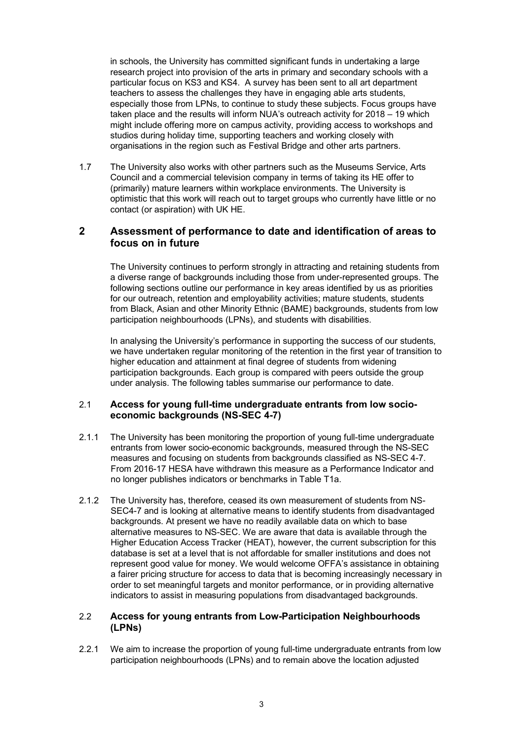in schools, the University has committed significant funds in undertaking a large research project into provision of the arts in primary and secondary schools with a particular focus on KS3 and KS4. A survey has been sent to all art department teachers to assess the challenges they have in engaging able arts students, especially those from LPNs, to continue to study these subjects. Focus groups have taken place and the results will inform NUA's outreach activity for 2018 – 19 which might include offering more on campus activity, providing access to workshops and studios during holiday time, supporting teachers and working closely with organisations in the region such as Festival Bridge and other arts partners.

1.7 The University also works with other partners such as the Museums Service, Arts Council and a commercial television company in terms of taking its HE offer to (primarily) mature learners within workplace environments. The University is optimistic that this work will reach out to target groups who currently have little or no contact (or aspiration) with UK HE.

## 2 Assessment of performance to date and identification of areas to focus on in future

The University continues to perform strongly in attracting and retaining students from a diverse range of backgrounds including those from under-represented groups. The following sections outline our performance in key areas identified by us as priorities for our outreach, retention and employability activities; mature students, students from Black, Asian and other Minority Ethnic (BAME) backgrounds, students from low participation neighbourhoods (LPNs), and students with disabilities.

In analysing the University's performance in supporting the success of our students, we have undertaken regular monitoring of the retention in the first year of transition to higher education and attainment at final degree of students from widening participation backgrounds. Each group is compared with peers outside the group under analysis. The following tables summarise our performance to date.

### 2.1 Access for young full-time undergraduate entrants from low socio-economic backgrounds (NS-SEC 4-7)

2.1.1 The University has been monitoring the proportion of young full-time undergraduate entrants from lower socio-economic backgrounds, measured through the NS-SEC measures and focusing on students from backgrounds classified as NS-SEC 4-7. From 2016-17 HESA have withdrawn this measure as a Performance Indicator and no longer publishes indicators or benchmarks in Table T1a.

2.1.2 The University has, therefore, ceased its own measurement of students from NS-SEC4-7 and is looking at alternative means to identify students from disadvantaged backgrounds. At present we have no readily available data on which to base alternative measures to NS-SEC. We are aware that data is available through the Higher Education Access Tracker (HEAT), however, the current subscription for this database is set at a level that is not affordable for smaller institutions and does not represent good value for money. We would welcome OFFA's assistance in obtaining a fairer pricing structure for access to data that is becoming increasingly necessary in order to set meaningful targets and monitor performance, or in providing alternative indicators to assist in measuring populations from disadvantaged backgrounds.

### 2.2 Access for young entrants from Low-Participation Neighbourhoods (LPNs)

2.2.1 We aim to increase the proportion of young full-time undergraduate entrants from low participation neighbourhoods (LPNs) and to remain above the location adjusted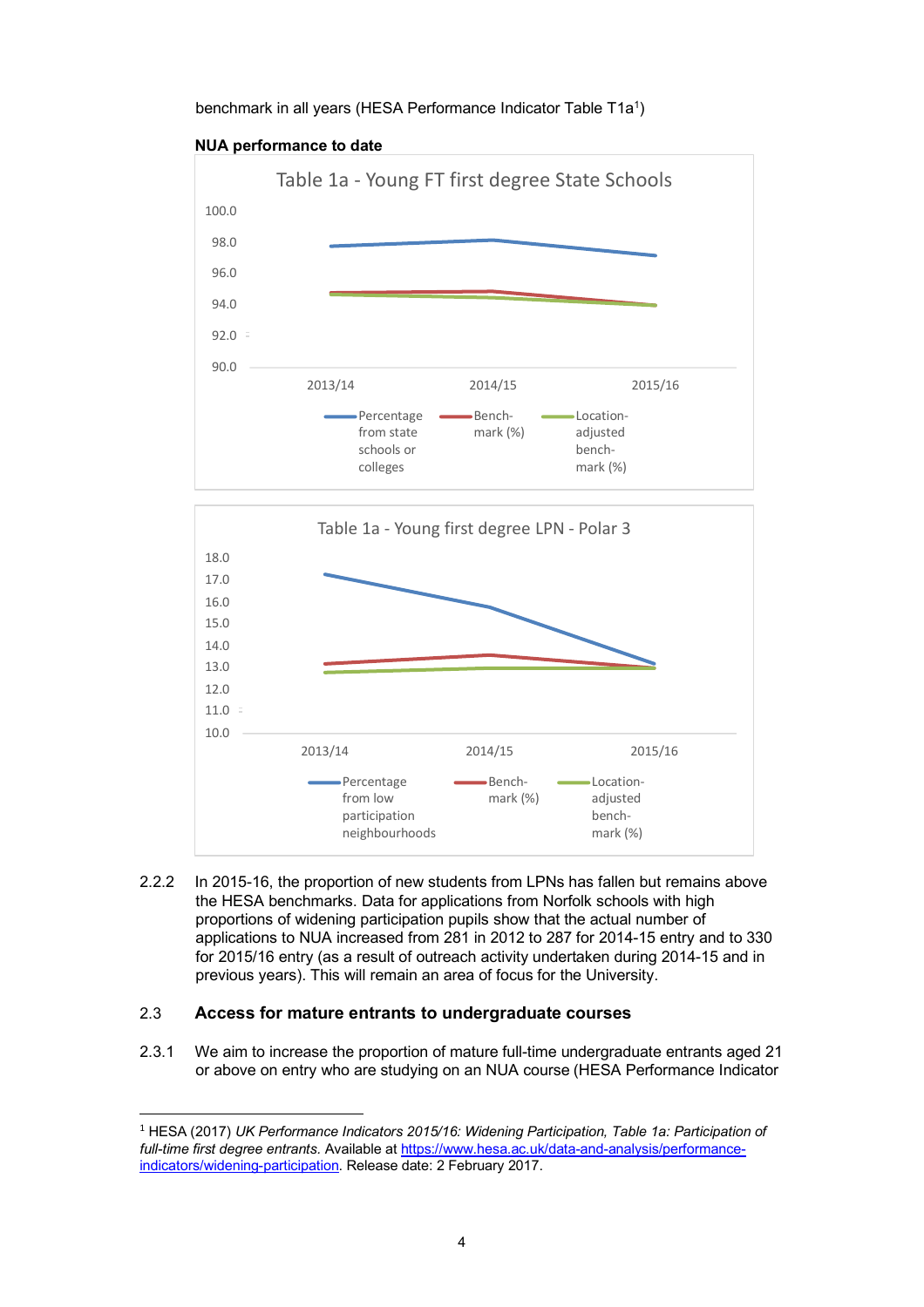benchmark in all years (HESA Performance Indicator Table T1a[1])

**NUA performance to date**

Table 1a - Young FT first degree State Schools

Table 1a - Young first degree LPN - Polar 3

2.2.2 In 2015-16, the proportion of new students from LPNs has fallen but remains above the HESA benchmarks. Data for applications from Norfolk schools with high proportions of widening participation pupils show that the actual number of applications to NUA increased from 281 in 2012 to 287 for 2014-15 entry and to 330 for 2015/16 entry (as a result of outreach activity undertaken during 2014-15 and in previous years). This will remain an area of focus for the University.

## 2.3 Access for mature entrants to undergraduate courses

2.3.1 We aim to increase the proportion of mature full-time undergraduate entrants aged 21 or above on entry who are studying on an NUA course (HESA Performance Indicator

---

[1] HESA (2017) *UK Performance Indicators 2015/16: Widening Participation, Table 1a: Participation of full-time first degree entrants.* Available at https://www.hesa.ac.uk/data-and-analysis/performance-indicators/widening-participation. Release date: 2 February 2017.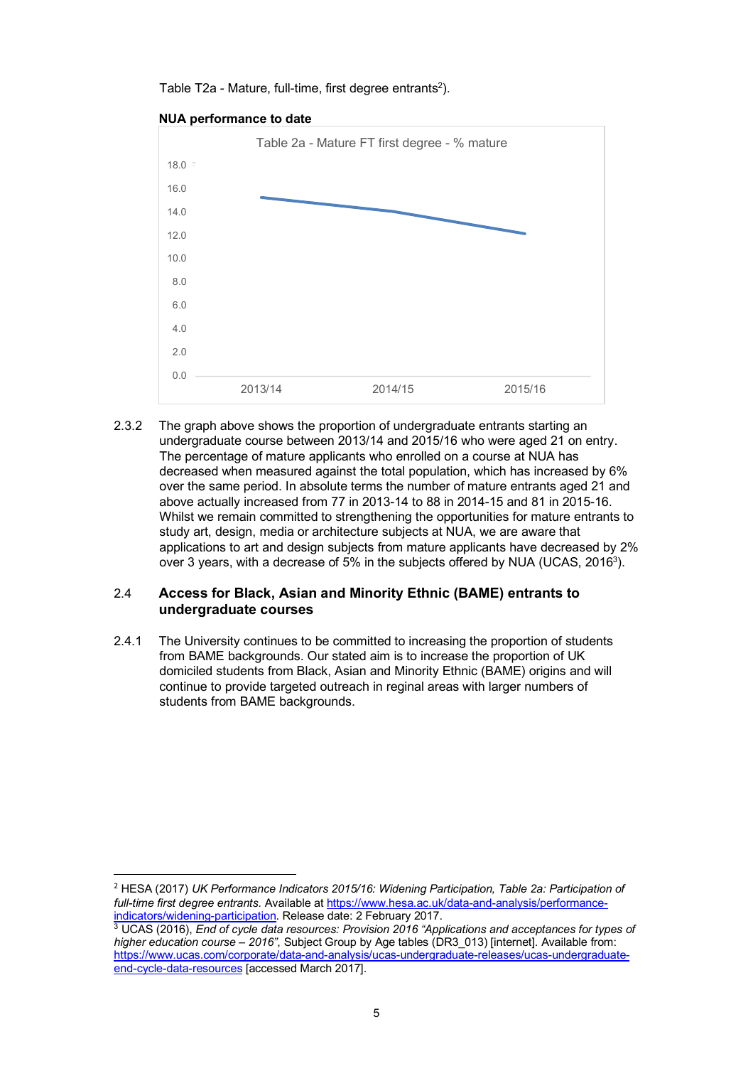Table T2a - Mature, full-time, first degree entrants[2]).

**NUA performance to date**

2.3.2 The graph above shows the proportion of undergraduate entrants starting an undergraduate course between 2013/14 and 2015/16 who were aged 21 on entry. The percentage of mature applicants who enrolled on a course at NUA has decreased when measured against the total population, which has increased by 6% over the same period. In absolute terms the number of mature entrants aged 21 and above actually increased from 77 in 2013-14 to 88 in 2014-15 and 81 in 2015-16. Whilst we remain committed to strengthening the opportunities for mature entrants to study art, design, media or architecture subjects at NUA, we are aware that applications to art and design subjects from mature applicants have decreased by 2% over 3 years, with a decrease of 5% in the subjects offered by NUA (UCAS, 2016[3]).

## 2.4 Access for Black, Asian and Minority Ethnic (BAME) entrants to undergraduate courses

2.4.1 The University continues to be committed to increasing the proportion of students from BAME backgrounds. Our stated aim is to increase the proportion of UK domiciled students from Black, Asian and Minority Ethnic (BAME) origins and will continue to provide targeted outreach in reginal areas with larger numbers of students from BAME backgrounds.

---

[2] HESA (2017) *UK Performance Indicators 2015/16: Widening Participation, Table 2a: Participation of full-time first degree entrants.* Available at https://www.hesa.ac.uk/data-and-analysis/performance-indicators/widening-participation. Release date: 2 February 2017.

[3] UCAS (2016), *End of cycle data resources: Provision 2016 "Applications and acceptances for types of higher education course – 2016"*, Subject Group by Age tables (DR3_013) [internet]. Available from: https://www.ucas.com/corporate/data-and-analysis/ucas-undergraduate-releases/ucas-undergraduate-end-cycle-data-resources [accessed March 2017].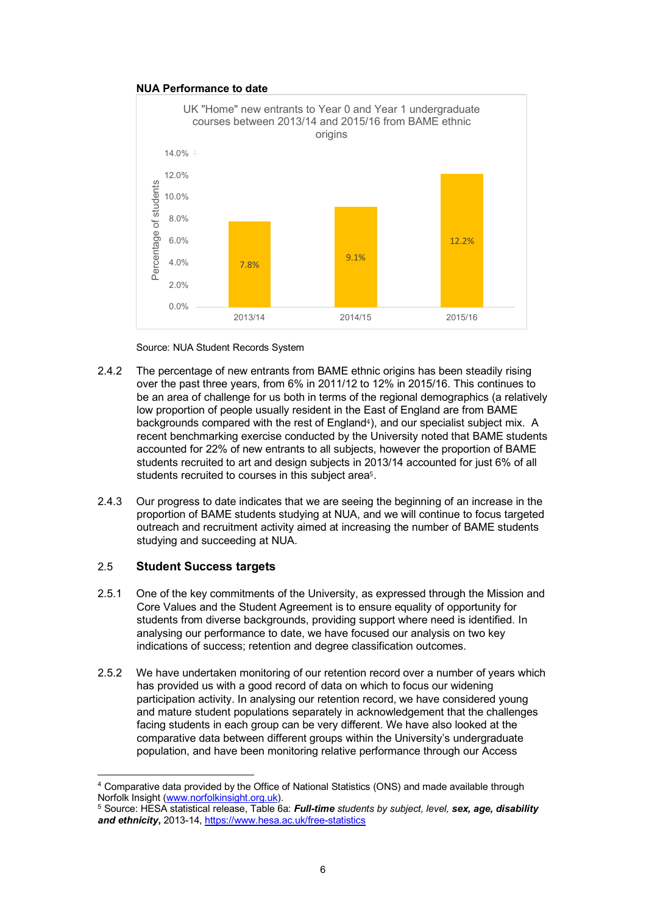**NUA Performance to date**

UK "Home" new entrants to Year 0 and Year 1 undergraduate courses between 2013/14 and 2015/16 from BAME ethnic origins

| Year | Percentage of students |
|---|---|
| 2013/14 | 7.8% |
| 2014/15 | 9.1% |
| 2015/16 | 12.2% |

Source: NUA Student Records System

2.4.2 The percentage of new entrants from BAME ethnic origins has been steadily rising over the past three years, from 6% in 2011/12 to 12% in 2015/16. This continues to be an area of challenge for us both in terms of the regional demographics (a relatively low proportion of people usually resident in the East of England are from BAME backgrounds compared with the rest of England[4]), and our specialist subject mix. A recent benchmarking exercise conducted by the University noted that BAME students accounted for 22% of new entrants to all subjects, however the proportion of BAME students recruited to art and design subjects in 2013/14 accounted for just 6% of all students recruited to courses in this subject area[5].

2.4.3 Our progress to date indicates that we are seeing the beginning of an increase in the proportion of BAME students studying at NUA, and we will continue to focus targeted outreach and recruitment activity aimed at increasing the number of BAME students studying and succeeding at NUA.

## 2.5 Student Success targets

2.5.1 One of the key commitments of the University, as expressed through the Mission and Core Values and the Student Agreement is to ensure equality of opportunity for students from diverse backgrounds, providing support where need is identified. In analysing our performance to date, we have focused our analysis on two key indications of success; retention and degree classification outcomes.

2.5.2 We have undertaken monitoring of our retention record over a number of years which has provided us with a good record of data on which to focus our widening participation activity. In analysing our retention record, we have considered young and mature student populations separately in acknowledgement that the challenges facing students in each group can be very different. We have also looked at the comparative data between different groups within the University's undergraduate population, and have been monitoring relative performance through our Access

---

[4] Comparative data provided by the Office of National Statistics (ONS) and made available through Norfolk Insight (www.norfolkinsight.org.uk).

[5] Source: HESA statistical release, Table 6a: ***Full-time*** *students by subject, level,* ***sex, age, disability and ethnicity***, 2013-14, https://www.hesa.ac.uk/free-statistics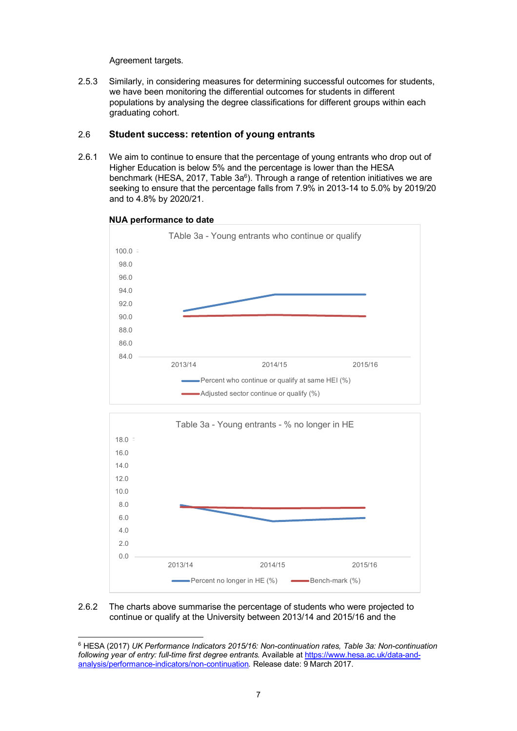Agreement targets.

2.5.3 Similarly, in considering measures for determining successful outcomes for students, we have been monitoring the differential outcomes for students in different populations by analysing the degree classifications for different groups within each graduating cohort.

## 2.6 Student success: retention of young entrants

2.6.1 We aim to continue to ensure that the percentage of young entrants who drop out of Higher Education is below 5% and the percentage is lower than the HESA benchmark (HESA, 2017, Table 3a[6]). Through a range of retention initiatives we are seeking to ensure that the percentage falls from 7.9% in 2013-14 to 5.0% by 2019/20 and to 4.8% by 2020/21.

**NUA performance to date**

TAble 3a - Young entrants who continue or qualify

Percent who continue or qualify at same HEI (%)
Adjusted sector continue or qualify (%)

Table 3a - Young entrants - % no longer in HE

Percent no longer in HE (%)
Bench-mark (%)

2.6.2 The charts above summarise the percentage of students who were projected to continue or qualify at the University between 2013/14 and 2015/16 and the

[6] HESA (2017) *UK Performance Indicators 2015/16: Non-continuation rates, Table 3a: Non-continuation following year of entry: full-time first degree entrants.* Available at https://www.hesa.ac.uk/data-and-analysis/performance-indicators/non-continuation. Release date: 9 March 2017.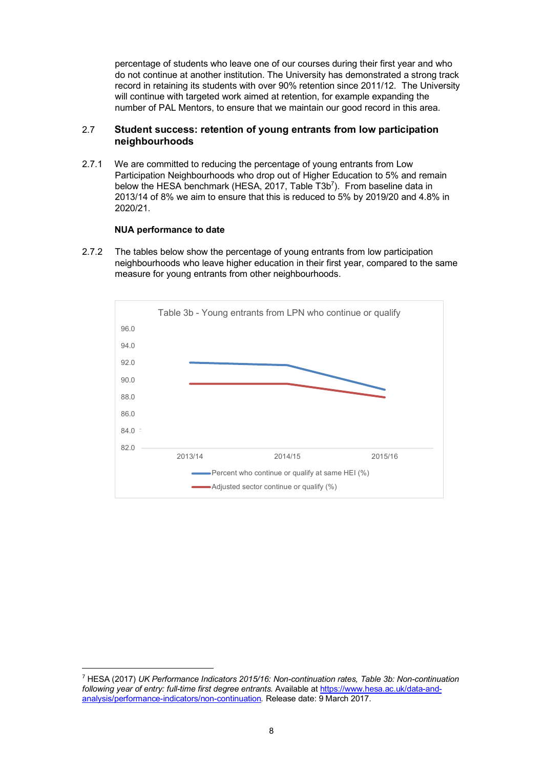percentage of students who leave one of our courses during their first year and who do not continue at another institution. The University has demonstrated a strong track record in retaining its students with over 90% retention since 2011/12. The University will continue with targeted work aimed at retention, for example expanding the number of PAL Mentors, to ensure that we maintain our good record in this area.

## 2.7 Student success: retention of young entrants from low participation neighbourhoods

2.7.1 We are committed to reducing the percentage of young entrants from Low Participation Neighbourhoods who drop out of Higher Education to 5% and remain below the HESA benchmark (HESA, 2017, Table T3b[7]). From baseline data in 2013/14 of 8% we aim to ensure that this is reduced to 5% by 2019/20 and 4.8% in 2020/21.

**NUA performance to date**

2.7.2 The tables below show the percentage of young entrants from low participation neighbourhoods who leave higher education in their first year, compared to the same measure for young entrants from other neighbourhoods.

Table 3b - Young entrants from LPN who continue or qualify

96.0
94.0
92.0
90.0
88.0
86.0
84.0
82.0

2013/14 2014/15 2015/16

Percent who continue or qualify at same HEI (%)

Adjusted sector continue or qualify (%)

---

[7] HESA (2017) *UK Performance Indicators 2015/16: Non-continuation rates, Table 3b: Non-continuation following year of entry: full-time first degree entrants.* Available at https://www.hesa.ac.uk/data-and-analysis/performance-indicators/non-continuation. Release date: 9 March 2017.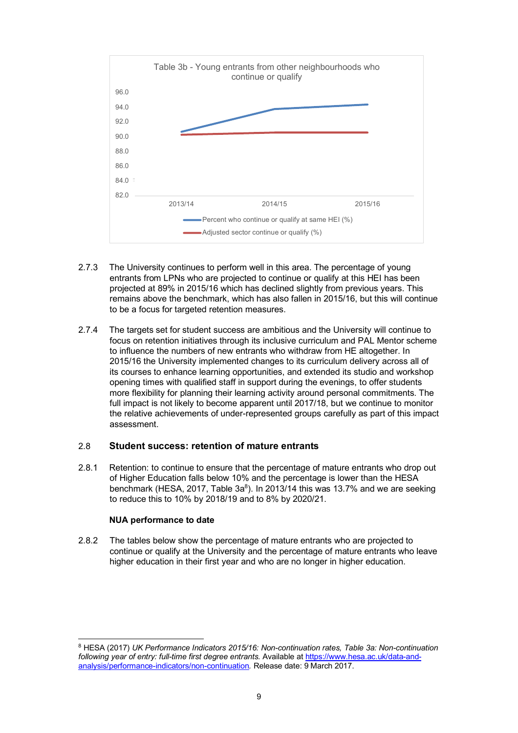Table 3b - Young entrants from other neighbourhoods who continue or qualify

2.7.3 The University continues to perform well in this area. The percentage of young entrants from LPNs who are projected to continue or qualify at this HEI has been projected at 89% in 2015/16 which has declined slightly from previous years. This remains above the benchmark, which has also fallen in 2015/16, but this will continue to be a focus for targeted retention measures.

2.7.4 The targets set for student success are ambitious and the University will continue to focus on retention initiatives through its inclusive curriculum and PAL Mentor scheme to influence the numbers of new entrants who withdraw from HE altogether. In 2015/16 the University implemented changes to its curriculum delivery across all of its courses to enhance learning opportunities, and extended its studio and workshop opening times with qualified staff in support during the evenings, to offer students more flexibility for planning their learning activity around personal commitments. The full impact is not likely to become apparent until 2017/18, but we continue to monitor the relative achievements of under-represented groups carefully as part of this impact assessment.

## 2.8 Student success: retention of mature entrants

2.8.1 Retention: to continue to ensure that the percentage of mature entrants who drop out of Higher Education falls below 10% and the percentage is lower than the HESA benchmark (HESA, 2017, Table 3a[8]). In 2013/14 this was 13.7% and we are seeking to reduce this to 10% by 2018/19 and to 8% by 2020/21.

**NUA performance to date**

2.8.2 The tables below show the percentage of mature entrants who are projected to continue or qualify at the University and the percentage of mature entrants who leave higher education in their first year and who are no longer in higher education.

[8] HESA (2017) *UK Performance Indicators 2015/16: Non-continuation rates, Table 3a: Non-continuation following year of entry: full-time first degree entrants.* Available at https://www.hesa.ac.uk/data-and-analysis/performance-indicators/non-continuation. Release date: 9 March 2017.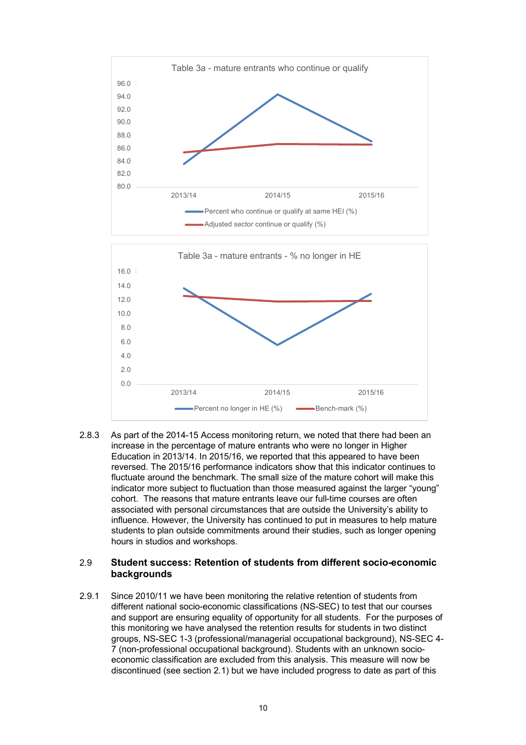Table 3a - mature entrants who continue or qualify

Table 3a - mature entrants - % no longer in HE

2.8.3 As part of the 2014-15 Access monitoring return, we noted that there had been an increase in the percentage of mature entrants who were no longer in Higher Education in 2013/14. In 2015/16, we reported that this appeared to have been reversed. The 2015/16 performance indicators show that this indicator continues to fluctuate around the benchmark. The small size of the mature cohort will make this indicator more subject to fluctuation than those measured against the larger "young" cohort. The reasons that mature entrants leave our full-time courses are often associated with personal circumstances that are outside the University's ability to influence. However, the University has continued to put in measures to help mature students to plan outside commitments around their studies, such as longer opening hours in studios and workshops.

## 2.9 Student success: Retention of students from different socio-economic backgrounds

2.9.1 Since 2010/11 we have been monitoring the relative retention of students from different national socio-economic classifications (NS-SEC) to test that our courses and support are ensuring equality of opportunity for all students. For the purposes of this monitoring we have analysed the retention results for students in two distinct groups, NS-SEC 1-3 (professional/managerial occupational background), NS-SEC 4-7 (non-professional occupational background). Students with an unknown socio-economic classification are excluded from this analysis. This measure will now be discontinued (see section 2.1) but we have included progress to date as part of this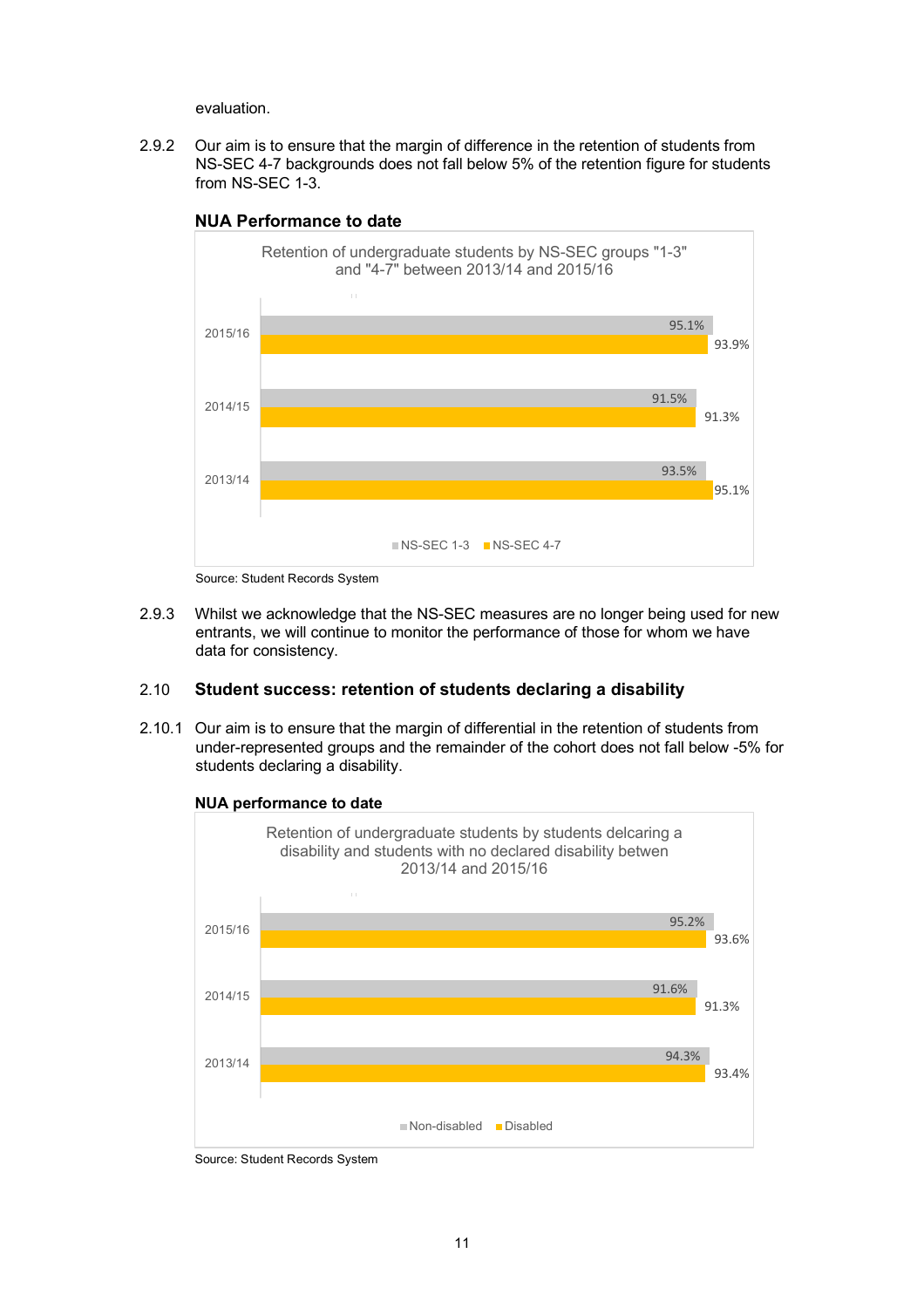evaluation.

2.9.2 Our aim is to ensure that the margin of difference in the retention of students from NS-SEC 4-7 backgrounds does not fall below 5% of the retention figure for students from NS-SEC 1-3.

**NUA Performance to date**

Retention of undergraduate students by NS-SEC groups "1-3" and "4-7" between 2013/14 and 2015/16

| | NS-SEC 1-3 | NS-SEC 4-7 |
|---|---|---|
| 2015/16 | 95.1% | 93.9% |
| 2014/15 | 91.5% | 91.3% |
| 2013/14 | 93.5% | 95.1% |

Source: Student Records System

2.9.3 Whilst we acknowledge that the NS-SEC measures are no longer being used for new entrants, we will continue to monitor the performance of those for whom we have data for consistency.

## 2.10 Student success: retention of students declaring a disability

2.10.1 Our aim is to ensure that the margin of differential in the retention of students from under-represented groups and the remainder of the cohort does not fall below -5% for students declaring a disability.

**NUA performance to date**

Retention of undergraduate students by students delcaring a disability and students with no declared disability betwen 2013/14 and 2015/16

| | Non-disabled | Disabled |
|---|---|---|
| 2015/16 | 95.2% | 93.6% |
| 2014/15 | 91.6% | 91.3% |
| 2013/14 | 94.3% | 93.4% |

Source: Student Records System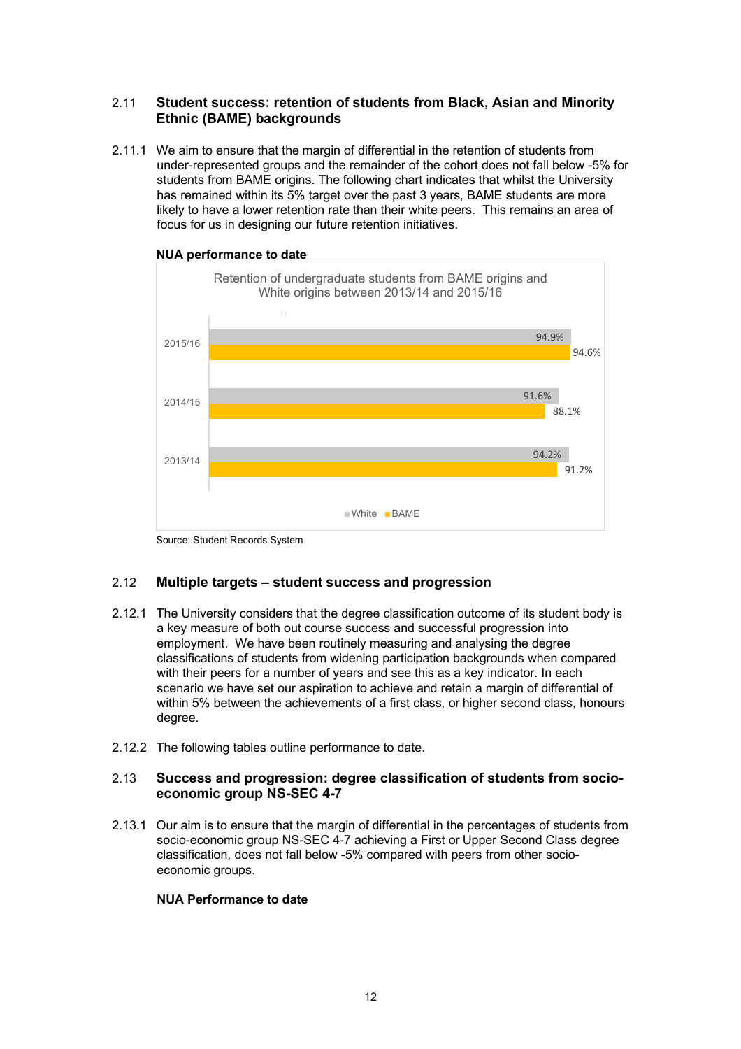### 2.11 Student success: retention of students from Black, Asian and Minority Ethnic (BAME) backgrounds

2.11.1 We aim to ensure that the margin of differential in the retention of students from under-represented groups and the remainder of the cohort does not fall below -5% for students from BAME origins. The following chart indicates that whilst the University has remained within its 5% target over the past 3 years, BAME students are more likely to have a lower retention rate than their white peers. This remains an area of focus for us in designing our future retention initiatives.

**NUA performance to date**

Retention of undergraduate students from BAME origins and White origins between 2013/14 and 2015/16

| Year | White | BAME |
|---|---|---|
| 2015/16 | 94.9% | 94.6% |
| 2014/15 | 91.6% | 88.1% |
| 2013/14 | 94.2% | 91.2% |

Source: Student Records System

### 2.12 Multiple targets – student success and progression

2.12.1 The University considers that the degree classification outcome of its student body is a key measure of both out course success and successful progression into employment. We have been routinely measuring and analysing the degree classifications of students from widening participation backgrounds when compared with their peers for a number of years and see this as a key indicator. In each scenario we have set our aspiration to achieve and retain a margin of differential of within 5% between the achievements of a first class, or higher second class, honours degree.

2.12.2 The following tables outline performance to date.

### 2.13 Success and progression: degree classification of students from socio-economic group NS-SEC 4-7

2.13.1 Our aim is to ensure that the margin of differential in the percentages of students from socio-economic group NS-SEC 4-7 achieving a First or Upper Second Class degree classification, does not fall below -5% compared with peers from other socio-economic groups.

**NUA Performance to date**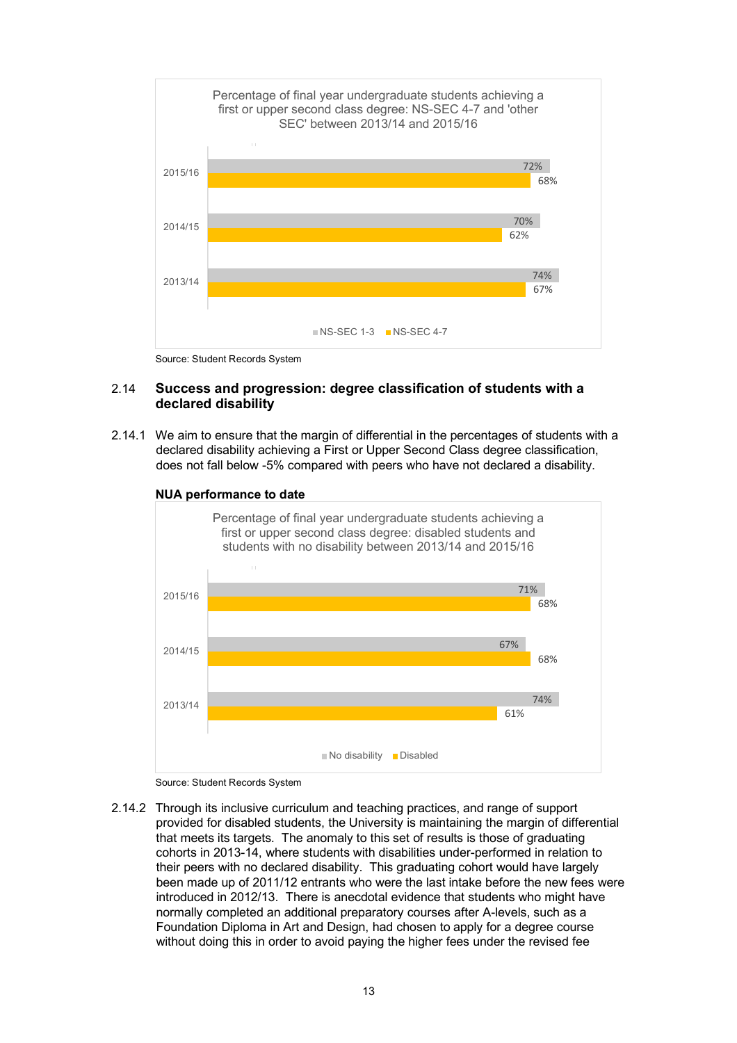Percentage of final year undergraduate students achieving a first or upper second class degree: NS-SEC 4-7 and 'other SEC' between 2013/14 and 2015/16

| | NS-SEC 1-3 | NS-SEC 4-7 |
|---|---|---|
| 2015/16 | 72% | 68% |
| 2014/15 | 70% | 62% |
| 2013/14 | 74% | 67% |

Source: Student Records System

### 2.14 Success and progression: degree classification of students with a declared disability

2.14.1 We aim to ensure that the margin of differential in the percentages of students with a declared disability achieving a First or Upper Second Class degree classification, does not fall below -5% compared with peers who have not declared a disability.

**NUA performance to date**

Percentage of final year undergraduate students achieving a first or upper second class degree: disabled students and students with no disability between 2013/14 and 2015/16

| | No disability | Disabled |
|---|---|---|
| 2015/16 | 71% | 68% |
| 2014/15 | 67% | 68% |
| 2013/14 | 74% | 61% |

Source: Student Records System

2.14.2 Through its inclusive curriculum and teaching practices, and range of support provided for disabled students, the University is maintaining the margin of differential that meets its targets. The anomaly to this set of results is those of graduating cohorts in 2013-14, where students with disabilities under-performed in relation to their peers with no declared disability. This graduating cohort would have largely been made up of 2011/12 entrants who were the last intake before the new fees were introduced in 2012/13. There is anecdotal evidence that students who might have normally completed an additional preparatory courses after A-levels, such as a Foundation Diploma in Art and Design, had chosen to apply for a degree course without doing this in order to avoid paying the higher fees under the revised fee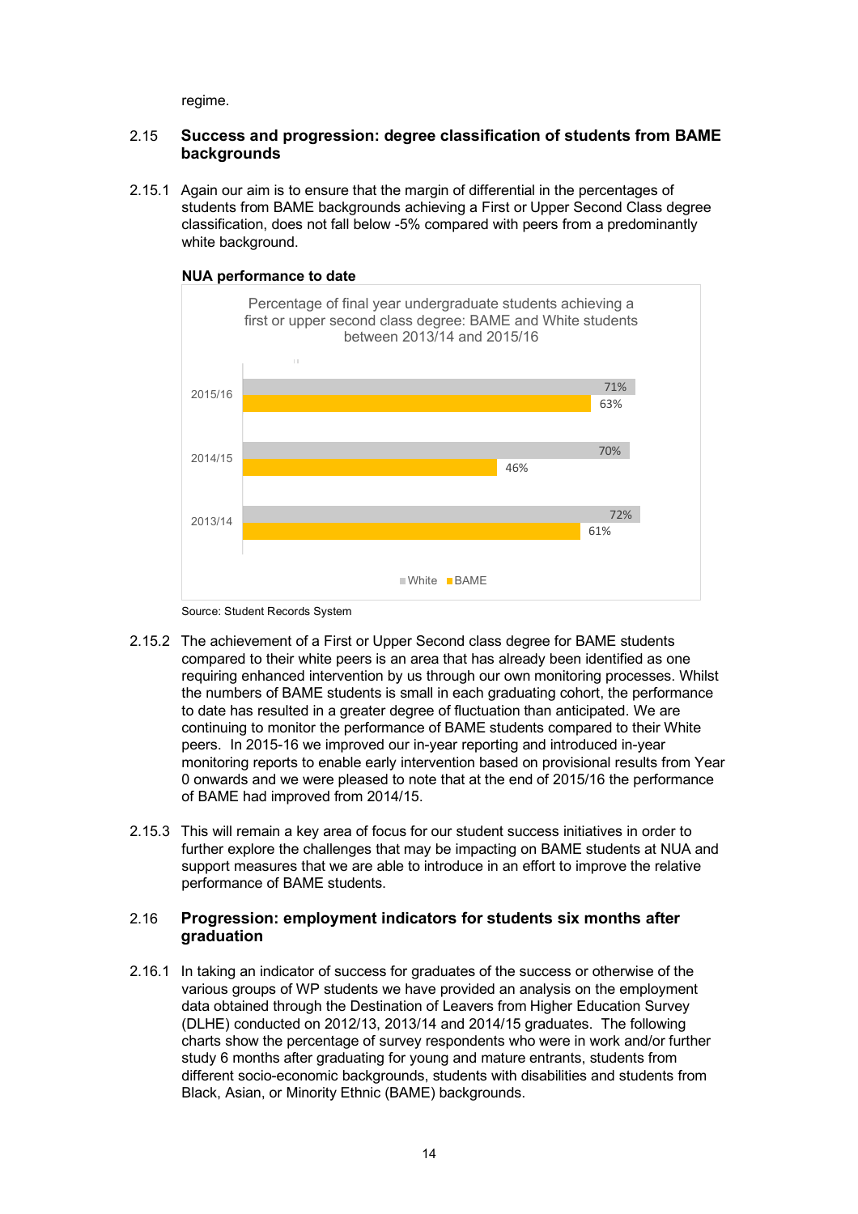regime.

### 2.15 Success and progression: degree classification of students from BAME backgrounds

2.15.1 Again our aim is to ensure that the margin of differential in the percentages of students from BAME backgrounds achieving a First or Upper Second Class degree classification, does not fall below -5% compared with peers from a predominantly white background.

**NUA performance to date**

Percentage of final year undergraduate students achieving a first or upper second class degree: BAME and White students between 2013/14 and 2015/16

| Year | White | BAME |
|---|---|---|
| 2015/16 | 71% | 63% |
| 2014/15 | 70% | 46% |
| 2013/14 | 72% | 61% |

Source: Student Records System

2.15.2 The achievement of a First or Upper Second class degree for BAME students compared to their white peers is an area that has already been identified as one requiring enhanced intervention by us through our own monitoring processes. Whilst the numbers of BAME students is small in each graduating cohort, the performance to date has resulted in a greater degree of fluctuation than anticipated. We are continuing to monitor the performance of BAME students compared to their White peers. In 2015-16 we improved our in-year reporting and introduced in-year monitoring reports to enable early intervention based on provisional results from Year 0 onwards and we were pleased to note that at the end of 2015/16 the performance of BAME had improved from 2014/15.

2.15.3 This will remain a key area of focus for our student success initiatives in order to further explore the challenges that may be impacting on BAME students at NUA and support measures that we are able to introduce in an effort to improve the relative performance of BAME students.

### 2.16 Progression: employment indicators for students six months after graduation

2.16.1 In taking an indicator of success for graduates of the success or otherwise of the various groups of WP students we have provided an analysis on the employment data obtained through the Destination of Leavers from Higher Education Survey (DLHE) conducted on 2012/13, 2013/14 and 2014/15 graduates. The following charts show the percentage of survey respondents who were in work and/or further study 6 months after graduating for young and mature entrants, students from different socio-economic backgrounds, students with disabilities and students from Black, Asian, or Minority Ethnic (BAME) backgrounds.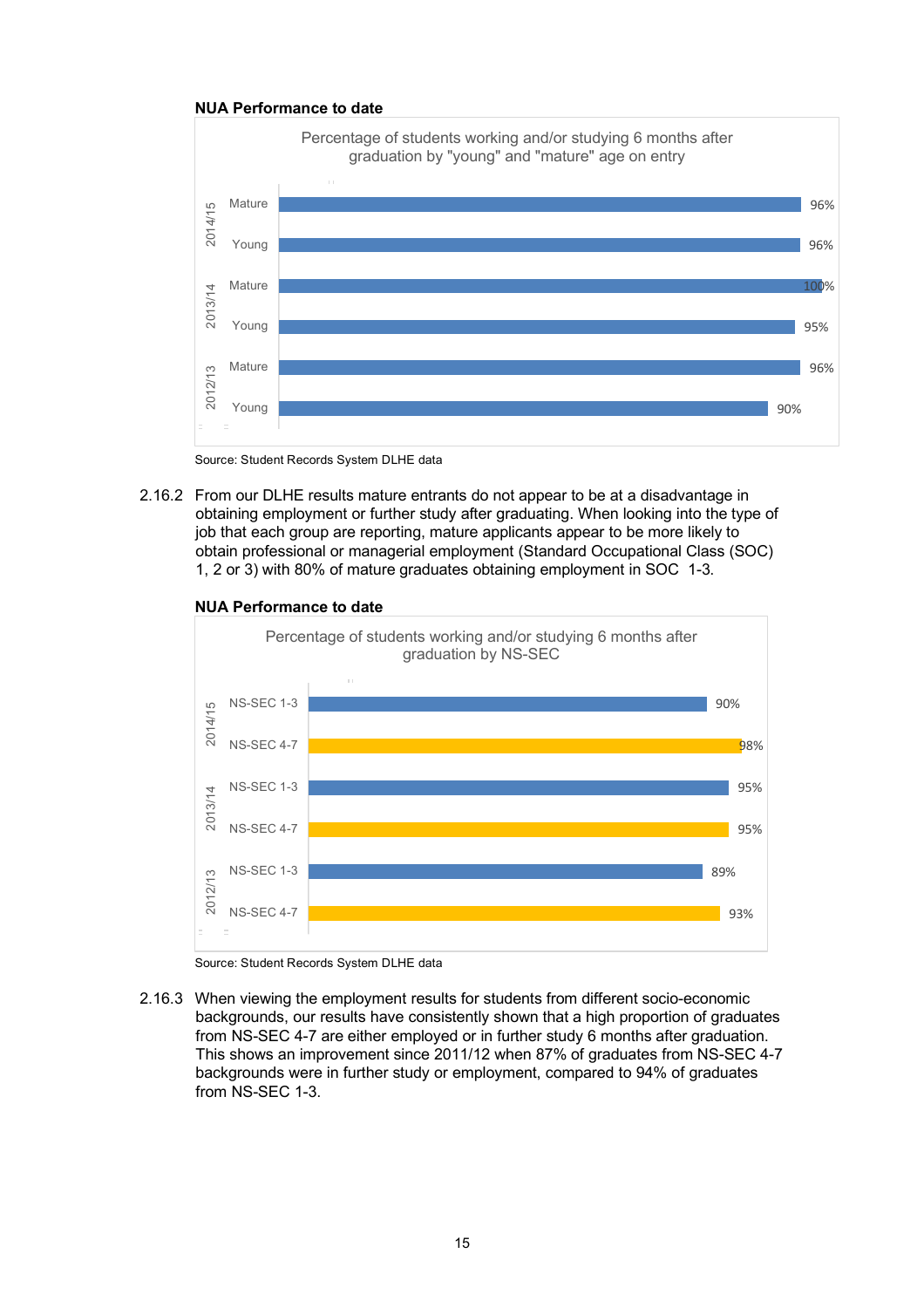**NUA Performance to date**

Percentage of students working and/or studying 6 months after graduation by "young" and "mature" age on entry

| Year | Group | Percentage |
|---|---|---|
| 2014/15 | Mature | 96% |
| 2014/15 | Young | 96% |
| 2013/14 | Mature | 100% |
| 2013/14 | Young | 95% |
| 2012/13 | Mature | 96% |
| 2012/13 | Young | 90% |

Source: Student Records System DLHE data

2.16.2 From our DLHE results mature entrants do not appear to be at a disadvantage in obtaining employment or further study after graduating. When looking into the type of job that each group are reporting, mature applicants appear to be more likely to obtain professional or managerial employment (Standard Occupational Class (SOC) 1, 2 or 3) with 80% of mature graduates obtaining employment in SOC 1-3.

**NUA Performance to date**

Percentage of students working and/or studying 6 months after graduation by NS-SEC

| Year | Group | Percentage |
|---|---|---|
| 2014/15 | NS-SEC 1-3 | 90% |
| 2014/15 | NS-SEC 4-7 | 98% |
| 2013/14 | NS-SEC 1-3 | 95% |
| 2013/14 | NS-SEC 4-7 | 95% |
| 2012/13 | NS-SEC 1-3 | 89% |
| 2012/13 | NS-SEC 4-7 | 93% |

Source: Student Records System DLHE data

2.16.3 When viewing the employment results for students from different socio-economic backgrounds, our results have consistently shown that a high proportion of graduates from NS-SEC 4-7 are either employed or in further study 6 months after graduation. This shows an improvement since 2011/12 when 87% of graduates from NS-SEC 4-7 backgrounds were in further study or employment, compared to 94% of graduates from NS-SEC 1-3.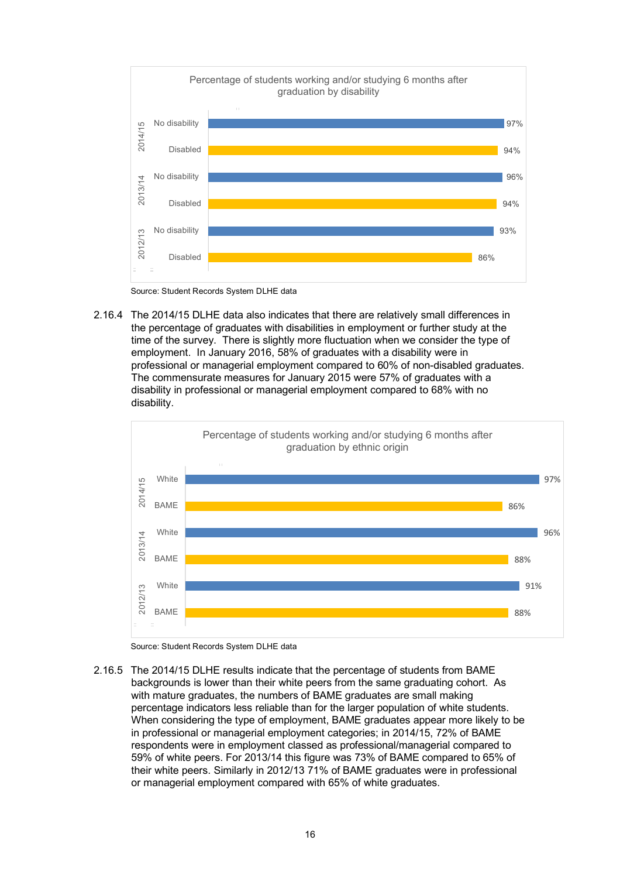**Percentage of students working and/or studying 6 months after graduation by disability**

| Year | Group | Percentage |
|---|---|---|
| 2014/15 | No disability | 97% |
| 2014/15 | Disabled | 94% |
| 2013/14 | No disability | 96% |
| 2013/14 | Disabled | 94% |
| 2012/13 | No disability | 93% |
| 2012/13 | Disabled | 86% |

Source: Student Records System DLHE data

2.16.4 The 2014/15 DLHE data also indicates that there are relatively small differences in the percentage of graduates with disabilities in employment or further study at the time of the survey. There is slightly more fluctuation when we consider the type of employment. In January 2016, 58% of graduates with a disability were in professional or managerial employment compared to 60% of non-disabled graduates. The commensurate measures for January 2015 were 57% of graduates with a disability in professional or managerial employment compared to 68% with no disability.

**Percentage of students working and/or studying 6 months after graduation by ethnic origin**

| Year | Group | Percentage |
|---|---|---|
| 2014/15 | White | 97% |
| 2014/15 | BAME | 86% |
| 2013/14 | White | 96% |
| 2013/14 | BAME | 88% |
| 2012/13 | White | 91% |
| 2012/13 | BAME | 88% |

Source: Student Records System DLHE data

2.16.5 The 2014/15 DLHE results indicate that the percentage of students from BAME backgrounds is lower than their white peers from the same graduating cohort. As with mature graduates, the numbers of BAME graduates are small making percentage indicators less reliable than for the larger population of white students. When considering the type of employment, BAME graduates appear more likely to be in professional or managerial employment categories; in 2014/15, 72% of BAME respondents were in employment classed as professional/managerial compared to 59% of white peers. For 2013/14 this figure was 73% of BAME compared to 65% of their white peers. Similarly in 2012/13 71% of BAME graduates were in professional or managerial employment compared with 65% of white graduates.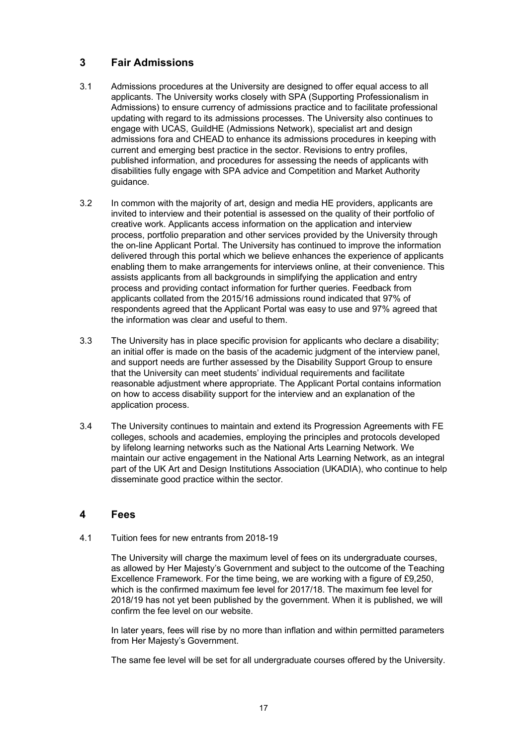## 3 Fair Admissions

3.1 Admissions procedures at the University are designed to offer equal access to all applicants. The University works closely with SPA (Supporting Professionalism in Admissions) to ensure currency of admissions practice and to facilitate professional updating with regard to its admissions processes. The University also continues to engage with UCAS, GuildHE (Admissions Network), specialist art and design admissions fora and CHEAD to enhance its admissions procedures in keeping with current and emerging best practice in the sector. Revisions to entry profiles, published information, and procedures for assessing the needs of applicants with disabilities fully engage with SPA advice and Competition and Market Authority guidance.

3.2 In common with the majority of art, design and media HE providers, applicants are invited to interview and their potential is assessed on the quality of their portfolio of creative work. Applicants access information on the application and interview process, portfolio preparation and other services provided by the University through the on-line Applicant Portal. The University has continued to improve the information delivered through this portal which we believe enhances the experience of applicants enabling them to make arrangements for interviews online, at their convenience. This assists applicants from all backgrounds in simplifying the application and entry process and providing contact information for further queries. Feedback from applicants collated from the 2015/16 admissions round indicated that 97% of respondents agreed that the Applicant Portal was easy to use and 97% agreed that the information was clear and useful to them.

3.3 The University has in place specific provision for applicants who declare a disability; an initial offer is made on the basis of the academic judgment of the interview panel, and support needs are further assessed by the Disability Support Group to ensure that the University can meet students' individual requirements and facilitate reasonable adjustment where appropriate. The Applicant Portal contains information on how to access disability support for the interview and an explanation of the application process.

3.4 The University continues to maintain and extend its Progression Agreements with FE colleges, schools and academies, employing the principles and protocols developed by lifelong learning networks such as the National Arts Learning Network. We maintain our active engagement in the National Arts Learning Network, as an integral part of the UK Art and Design Institutions Association (UKADIA), who continue to help disseminate good practice within the sector.

## 4 Fees

4.1 Tuition fees for new entrants from 2018-19

The University will charge the maximum level of fees on its undergraduate courses, as allowed by Her Majesty's Government and subject to the outcome of the Teaching Excellence Framework. For the time being, we are working with a figure of £9,250, which is the confirmed maximum fee level for 2017/18. The maximum fee level for 2018/19 has not yet been published by the government. When it is published, we will confirm the fee level on our website.

In later years, fees will rise by no more than inflation and within permitted parameters from Her Majesty's Government.

The same fee level will be set for all undergraduate courses offered by the University.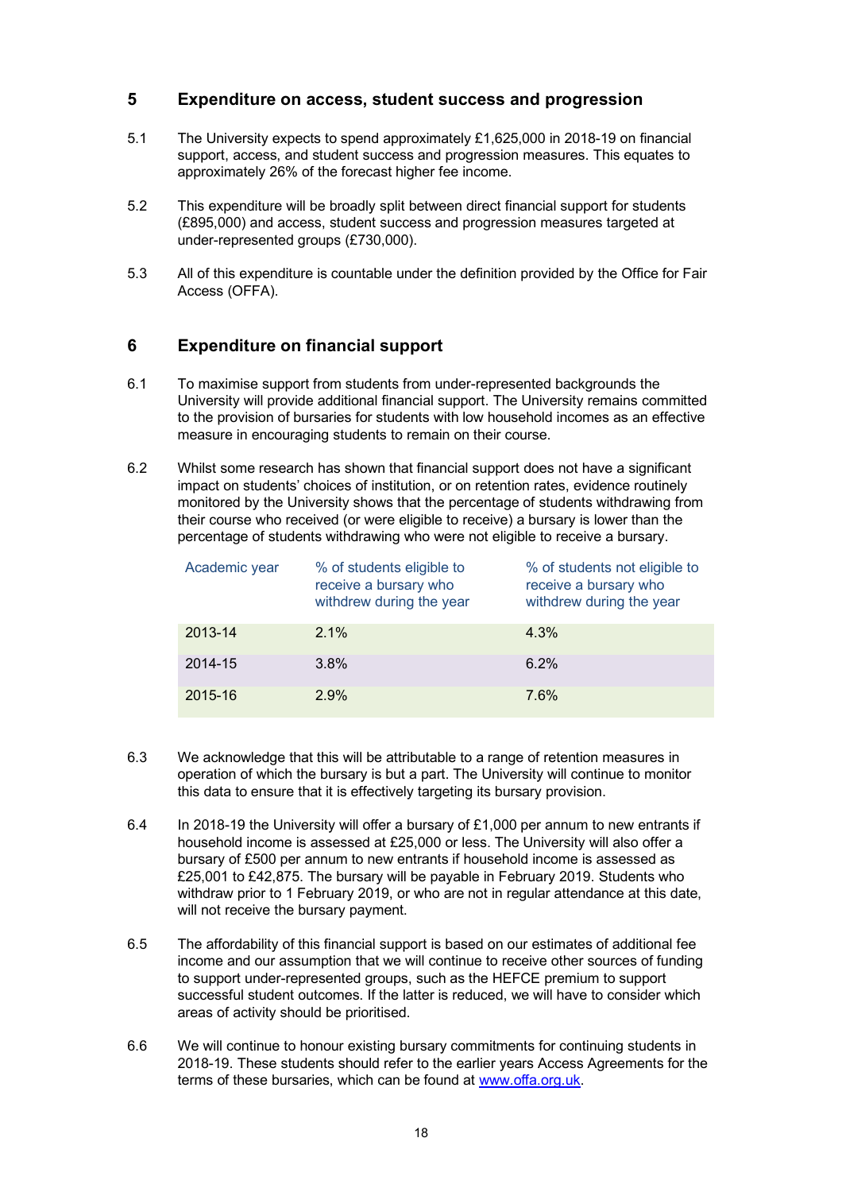## 5 Expenditure on access, student success and progression

5.1 The University expects to spend approximately £1,625,000 in 2018-19 on financial support, access, and student success and progression measures. This equates to approximately 26% of the forecast higher fee income.

5.2 This expenditure will be broadly split between direct financial support for students (£895,000) and access, student success and progression measures targeted at under-represented groups (£730,000).

5.3 All of this expenditure is countable under the definition provided by the Office for Fair Access (OFFA).

## 6 Expenditure on financial support

6.1 To maximise support from students from under-represented backgrounds the University will provide additional financial support. The University remains committed to the provision of bursaries for students with low household incomes as an effective measure in encouraging students to remain on their course.

6.2 Whilst some research has shown that financial support does not have a significant impact on students' choices of institution, or on retention rates, evidence routinely monitored by the University shows that the percentage of students withdrawing from their course who received (or were eligible to receive) a bursary is lower than the percentage of students withdrawing who were not eligible to receive a bursary.

| Academic year | % of students eligible to receive a bursary who withdrew during the year | % of students not eligible to receive a bursary who withdrew during the year |
|---|---|---|
| 2013-14 | 2.1% | 4.3% |
| 2014-15 | 3.8% | 6.2% |
| 2015-16 | 2.9% | 7.6% |

6.3 We acknowledge that this will be attributable to a range of retention measures in operation of which the bursary is but a part. The University will continue to monitor this data to ensure that it is effectively targeting its bursary provision.

6.4 In 2018-19 the University will offer a bursary of £1,000 per annum to new entrants if household income is assessed at £25,000 or less. The University will also offer a bursary of £500 per annum to new entrants if household income is assessed as £25,001 to £42,875. The bursary will be payable in February 2019. Students who withdraw prior to 1 February 2019, or who are not in regular attendance at this date, will not receive the bursary payment.

6.5 The affordability of this financial support is based on our estimates of additional fee income and our assumption that we will continue to receive other sources of funding to support under-represented groups, such as the HEFCE premium to support successful student outcomes. If the latter is reduced, we will have to consider which areas of activity should be prioritised.

6.6 We will continue to honour existing bursary commitments for continuing students in 2018-19. These students should refer to the earlier years Access Agreements for the terms of these bursaries, which can be found at [www.offa.org.uk](http://www.offa.org.uk).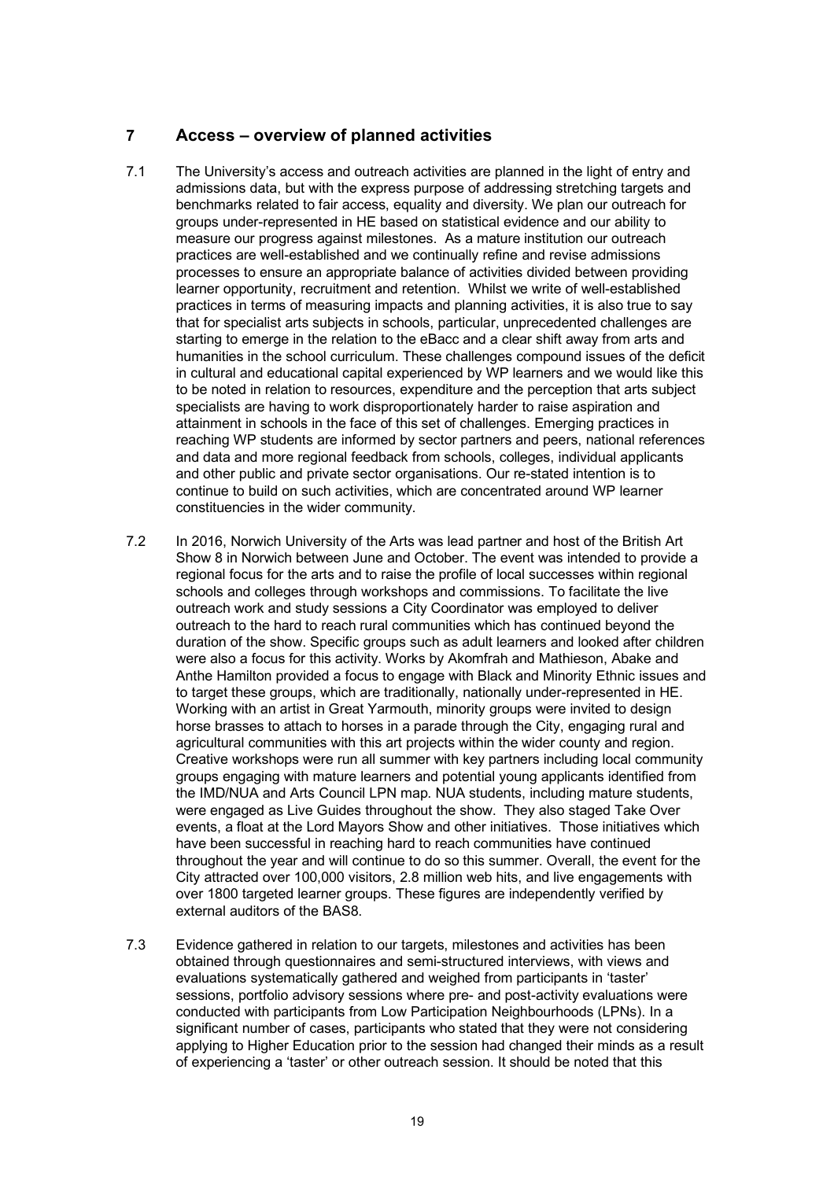## 7 Access – overview of planned activities

7.1 The University's access and outreach activities are planned in the light of entry and admissions data, but with the express purpose of addressing stretching targets and benchmarks related to fair access, equality and diversity. We plan our outreach for groups under-represented in HE based on statistical evidence and our ability to measure our progress against milestones. As a mature institution our outreach practices are well-established and we continually refine and revise admissions processes to ensure an appropriate balance of activities divided between providing learner opportunity, recruitment and retention. Whilst we write of well-established practices in terms of measuring impacts and planning activities, it is also true to say that for specialist arts subjects in schools, particular, unprecedented challenges are starting to emerge in the relation to the eBacc and a clear shift away from arts and humanities in the school curriculum. These challenges compound issues of the deficit in cultural and educational capital experienced by WP learners and we would like this to be noted in relation to resources, expenditure and the perception that arts subject specialists are having to work disproportionately harder to raise aspiration and attainment in schools in the face of this set of challenges. Emerging practices in reaching WP students are informed by sector partners and peers, national references and data and more regional feedback from schools, colleges, individual applicants and other public and private sector organisations. Our re-stated intention is to continue to build on such activities, which are concentrated around WP learner constituencies in the wider community.

7.2 In 2016, Norwich University of the Arts was lead partner and host of the British Art Show 8 in Norwich between June and October. The event was intended to provide a regional focus for the arts and to raise the profile of local successes within regional schools and colleges through workshops and commissions. To facilitate the live outreach work and study sessions a City Coordinator was employed to deliver outreach to the hard to reach rural communities which has continued beyond the duration of the show. Specific groups such as adult learners and looked after children were also a focus for this activity. Works by Akomfrah and Mathieson, Abake and Anthe Hamilton provided a focus to engage with Black and Minority Ethnic issues and to target these groups, which are traditionally, nationally under-represented in HE. Working with an artist in Great Yarmouth, minority groups were invited to design horse brasses to attach to horses in a parade through the City, engaging rural and agricultural communities with this art projects within the wider county and region. Creative workshops were run all summer with key partners including local community groups engaging with mature learners and potential young applicants identified from the IMD/NUA and Arts Council LPN map. NUA students, including mature students, were engaged as Live Guides throughout the show. They also staged Take Over events, a float at the Lord Mayors Show and other initiatives. Those initiatives which have been successful in reaching hard to reach communities have continued throughout the year and will continue to do so this summer. Overall, the event for the City attracted over 100,000 visitors, 2.8 million web hits, and live engagements with over 1800 targeted learner groups. These figures are independently verified by external auditors of the BAS8.

7.3 Evidence gathered in relation to our targets, milestones and activities has been obtained through questionnaires and semi-structured interviews, with views and evaluations systematically gathered and weighed from participants in 'taster' sessions, portfolio advisory sessions where pre- and post-activity evaluations were conducted with participants from Low Participation Neighbourhoods (LPNs). In a significant number of cases, participants who stated that they were not considering applying to Higher Education prior to the session had changed their minds as a result of experiencing a 'taster' or other outreach session. It should be noted that this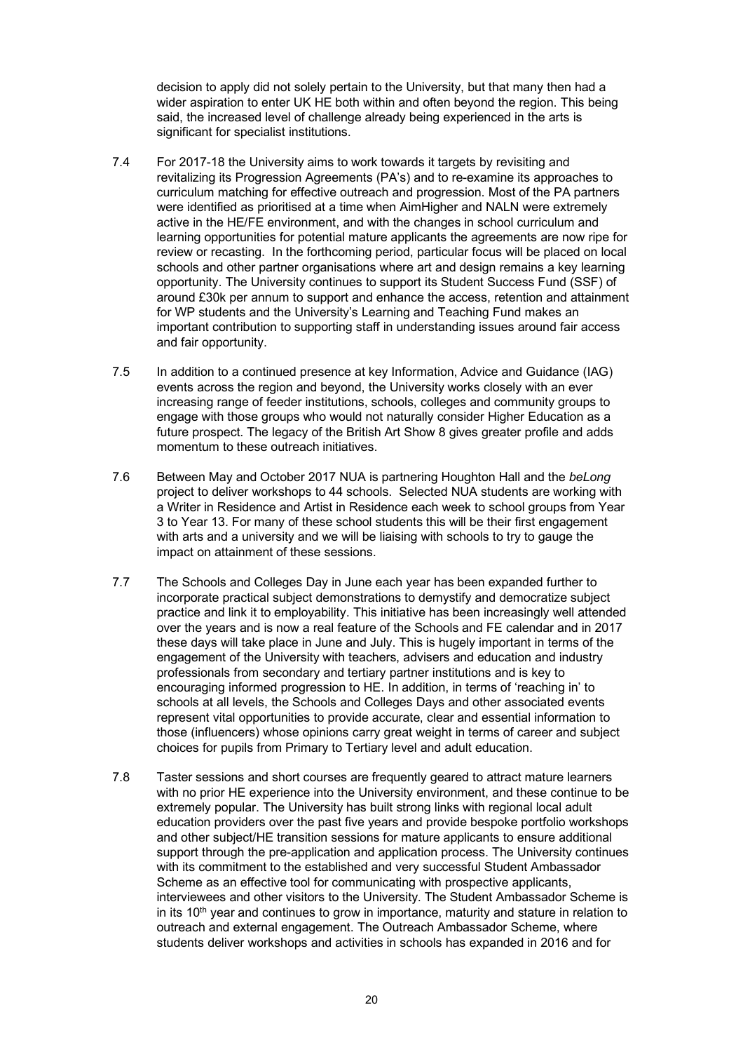decision to apply did not solely pertain to the University, but that many then had a wider aspiration to enter UK HE both within and often beyond the region. This being said, the increased level of challenge already being experienced in the arts is significant for specialist institutions.

7.4 For 2017-18 the University aims to work towards it targets by revisiting and revitalizing its Progression Agreements (PA's) and to re-examine its approaches to curriculum matching for effective outreach and progression. Most of the PA partners were identified as prioritised at a time when AimHigher and NALN were extremely active in the HE/FE environment, and with the changes in school curriculum and learning opportunities for potential mature applicants the agreements are now ripe for review or recasting. In the forthcoming period, particular focus will be placed on local schools and other partner organisations where art and design remains a key learning opportunity. The University continues to support its Student Success Fund (SSF) of around £30k per annum to support and enhance the access, retention and attainment for WP students and the University's Learning and Teaching Fund makes an important contribution to supporting staff in understanding issues around fair access and fair opportunity.

7.5 In addition to a continued presence at key Information, Advice and Guidance (IAG) events across the region and beyond, the University works closely with an ever increasing range of feeder institutions, schools, colleges and community groups to engage with those groups who would not naturally consider Higher Education as a future prospect. The legacy of the British Art Show 8 gives greater profile and adds momentum to these outreach initiatives.

7.6 Between May and October 2017 NUA is partnering Houghton Hall and the *beLong* project to deliver workshops to 44 schools. Selected NUA students are working with a Writer in Residence and Artist in Residence each week to school groups from Year 3 to Year 13. For many of these school students this will be their first engagement with arts and a university and we will be liaising with schools to try to gauge the impact on attainment of these sessions.

7.7 The Schools and Colleges Day in June each year has been expanded further to incorporate practical subject demonstrations to demystify and democratize subject practice and link it to employability. This initiative has been increasingly well attended over the years and is now a real feature of the Schools and FE calendar and in 2017 these days will take place in June and July. This is hugely important in terms of the engagement of the University with teachers, advisers and education and industry professionals from secondary and tertiary partner institutions and is key to encouraging informed progression to HE. In addition, in terms of 'reaching in' to schools at all levels, the Schools and Colleges Days and other associated events represent vital opportunities to provide accurate, clear and essential information to those (influencers) whose opinions carry great weight in terms of career and subject choices for pupils from Primary to Tertiary level and adult education.

7.8 Taster sessions and short courses are frequently geared to attract mature learners with no prior HE experience into the University environment, and these continue to be extremely popular. The University has built strong links with regional local adult education providers over the past five years and provide bespoke portfolio workshops and other subject/HE transition sessions for mature applicants to ensure additional support through the pre-application and application process. The University continues with its commitment to the established and very successful Student Ambassador Scheme as an effective tool for communicating with prospective applicants, interviewees and other visitors to the University. The Student Ambassador Scheme is in its 10th year and continues to grow in importance, maturity and stature in relation to outreach and external engagement. The Outreach Ambassador Scheme, where students deliver workshops and activities in schools has expanded in 2016 and for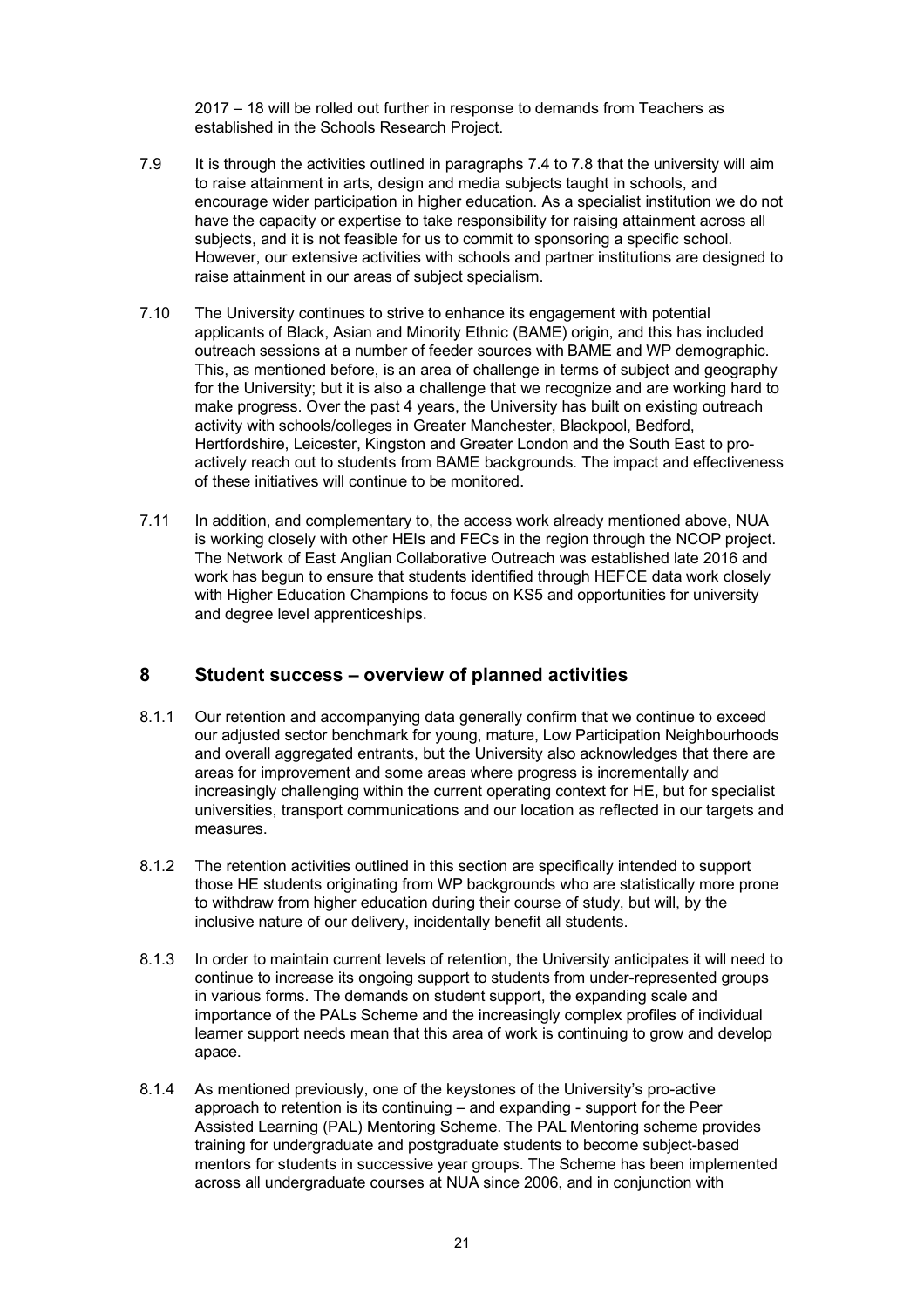2017 – 18 will be rolled out further in response to demands from Teachers as established in the Schools Research Project.

7.9 It is through the activities outlined in paragraphs 7.4 to 7.8 that the university will aim to raise attainment in arts, design and media subjects taught in schools, and encourage wider participation in higher education. As a specialist institution we do not have the capacity or expertise to take responsibility for raising attainment across all subjects, and it is not feasible for us to commit to sponsoring a specific school. However, our extensive activities with schools and partner institutions are designed to raise attainment in our areas of subject specialism.

7.10 The University continues to strive to enhance its engagement with potential applicants of Black, Asian and Minority Ethnic (BAME) origin, and this has included outreach sessions at a number of feeder sources with BAME and WP demographic. This, as mentioned before, is an area of challenge in terms of subject and geography for the University; but it is also a challenge that we recognize and are working hard to make progress. Over the past 4 years, the University has built on existing outreach activity with schools/colleges in Greater Manchester, Blackpool, Bedford, Hertfordshire, Leicester, Kingston and Greater London and the South East to pro-actively reach out to students from BAME backgrounds. The impact and effectiveness of these initiatives will continue to be monitored.

7.11 In addition, and complementary to, the access work already mentioned above, NUA is working closely with other HEIs and FECs in the region through the NCOP project. The Network of East Anglian Collaborative Outreach was established late 2016 and work has begun to ensure that students identified through HEFCE data work closely with Higher Education Champions to focus on KS5 and opportunities for university and degree level apprenticeships.

## 8 Student success – overview of planned activities

8.1.1 Our retention and accompanying data generally confirm that we continue to exceed our adjusted sector benchmark for young, mature, Low Participation Neighbourhoods and overall aggregated entrants, but the University also acknowledges that there are areas for improvement and some areas where progress is incrementally and increasingly challenging within the current operating context for HE, but for specialist universities, transport communications and our location as reflected in our targets and measures.

8.1.2 The retention activities outlined in this section are specifically intended to support those HE students originating from WP backgrounds who are statistically more prone to withdraw from higher education during their course of study, but will, by the inclusive nature of our delivery, incidentally benefit all students.

8.1.3 In order to maintain current levels of retention, the University anticipates it will need to continue to increase its ongoing support to students from under-represented groups in various forms. The demands on student support, the expanding scale and importance of the PALs Scheme and the increasingly complex profiles of individual learner support needs mean that this area of work is continuing to grow and develop apace.

8.1.4 As mentioned previously, one of the keystones of the University's pro-active approach to retention is its continuing – and expanding - support for the Peer Assisted Learning (PAL) Mentoring Scheme. The PAL Mentoring scheme provides training for undergraduate and postgraduate students to become subject-based mentors for students in successive year groups. The Scheme has been implemented across all undergraduate courses at NUA since 2006, and in conjunction with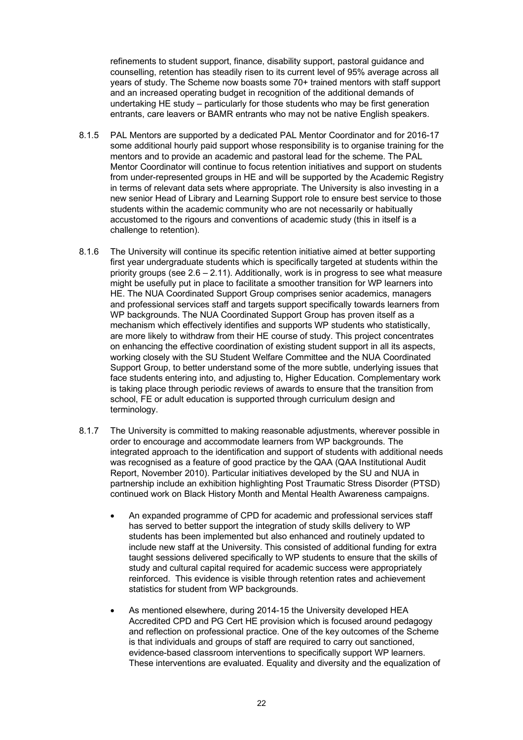refinements to student support, finance, disability support, pastoral guidance and counselling, retention has steadily risen to its current level of 95% average across all years of study. The Scheme now boasts some 70+ trained mentors with staff support and an increased operating budget in recognition of the additional demands of undertaking HE study – particularly for those students who may be first generation entrants, care leavers or BAMR entrants who may not be native English speakers.

8.1.5 PAL Mentors are supported by a dedicated PAL Mentor Coordinator and for 2016-17 some additional hourly paid support whose responsibility is to organise training for the mentors and to provide an academic and pastoral lead for the scheme. The PAL Mentor Coordinator will continue to focus retention initiatives and support on students from under-represented groups in HE and will be supported by the Academic Registry in terms of relevant data sets where appropriate. The University is also investing in a new senior Head of Library and Learning Support role to ensure best service to those students within the academic community who are not necessarily or habitually accustomed to the rigours and conventions of academic study (this in itself is a challenge to retention).

8.1.6 The University will continue its specific retention initiative aimed at better supporting first year undergraduate students which is specifically targeted at students within the priority groups (see 2.6 – 2.11). Additionally, work is in progress to see what measure might be usefully put in place to facilitate a smoother transition for WP learners into HE. The NUA Coordinated Support Group comprises senior academics, managers and professional services staff and targets support specifically towards learners from WP backgrounds. The NUA Coordinated Support Group has proven itself as a mechanism which effectively identifies and supports WP students who statistically, are more likely to withdraw from their HE course of study. This project concentrates on enhancing the effective coordination of existing student support in all its aspects, working closely with the SU Student Welfare Committee and the NUA Coordinated Support Group, to better understand some of the more subtle, underlying issues that face students entering into, and adjusting to, Higher Education. Complementary work is taking place through periodic reviews of awards to ensure that the transition from school, FE or adult education is supported through curriculum design and terminology.

8.1.7 The University is committed to making reasonable adjustments, wherever possible in order to encourage and accommodate learners from WP backgrounds. The integrated approach to the identification and support of students with additional needs was recognised as a feature of good practice by the QAA (QAA Institutional Audit Report, November 2010). Particular initiatives developed by the SU and NUA in partnership include an exhibition highlighting Post Traumatic Stress Disorder (PTSD) continued work on Black History Month and Mental Health Awareness campaigns.

- An expanded programme of CPD for academic and professional services staff has served to better support the integration of study skills delivery to WP students has been implemented but also enhanced and routinely updated to include new staff at the University. This consisted of additional funding for extra taught sessions delivered specifically to WP students to ensure that the skills of study and cultural capital required for academic success were appropriately reinforced. This evidence is visible through retention rates and achievement statistics for student from WP backgrounds.

- As mentioned elsewhere, during 2014-15 the University developed HEA Accredited CPD and PG Cert HE provision which is focused around pedagogy and reflection on professional practice. One of the key outcomes of the Scheme is that individuals and groups of staff are required to carry out sanctioned, evidence-based classroom interventions to specifically support WP learners. These interventions are evaluated. Equality and diversity and the equalization of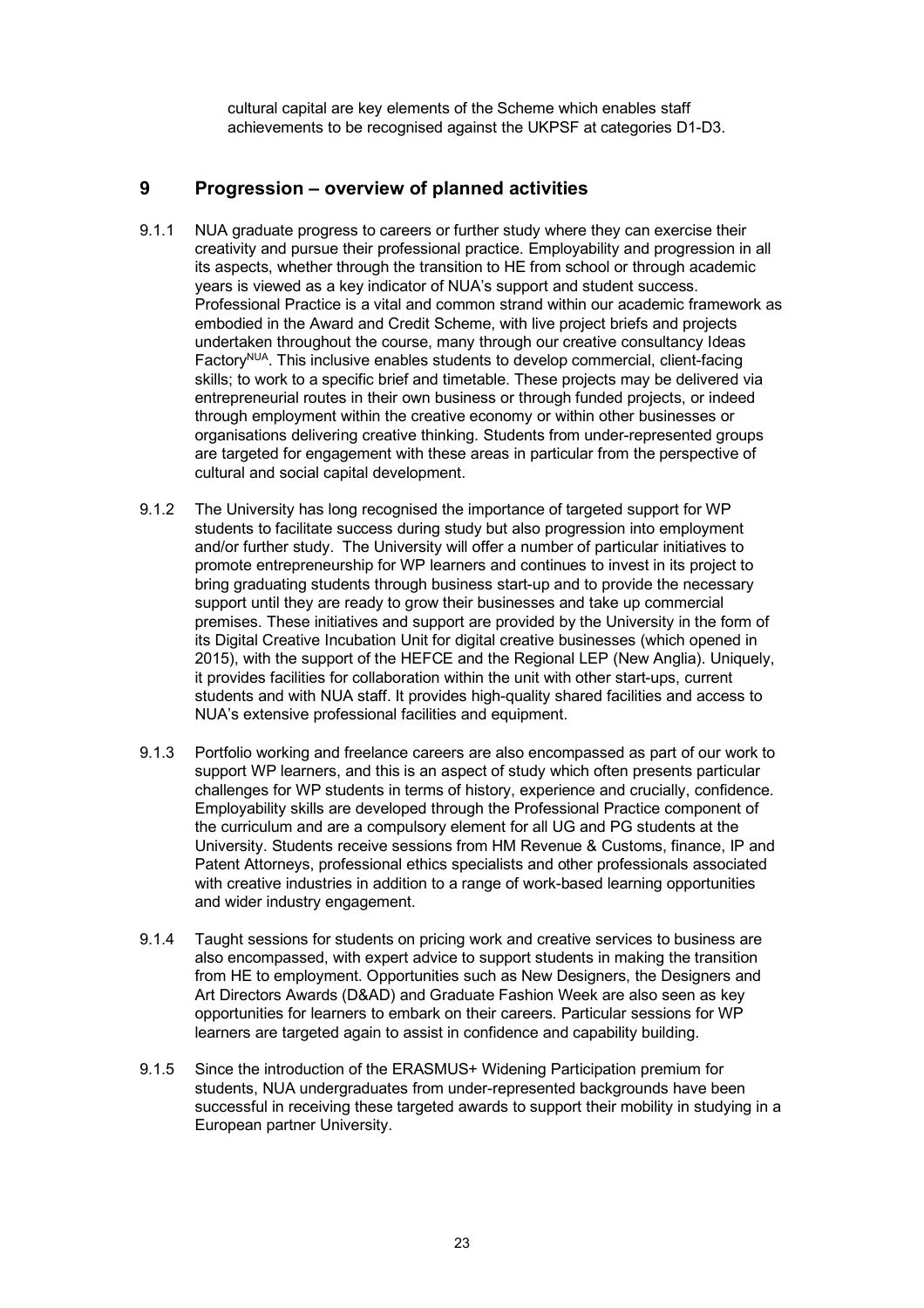cultural capital are key elements of the Scheme which enables staff achievements to be recognised against the UKPSF at categories D1-D3.

## 9 Progression – overview of planned activities

9.1.1 NUA graduate progress to careers or further study where they can exercise their creativity and pursue their professional practice. Employability and progression in all its aspects, whether through the transition to HE from school or through academic years is viewed as a key indicator of NUA's support and student success. Professional Practice is a vital and common strand within our academic framework as embodied in the Award and Credit Scheme, with live project briefs and projects undertaken throughout the course, many through our creative consultancy Ideas Factory[NUA]. This inclusive enables students to develop commercial, client-facing skills; to work to a specific brief and timetable. These projects may be delivered via entrepreneurial routes in their own business or through funded projects, or indeed through employment within the creative economy or within other businesses or organisations delivering creative thinking. Students from under-represented groups are targeted for engagement with these areas in particular from the perspective of cultural and social capital development.

9.1.2 The University has long recognised the importance of targeted support for WP students to facilitate success during study but also progression into employment and/or further study. The University will offer a number of particular initiatives to promote entrepreneurship for WP learners and continues to invest in its project to bring graduating students through business start-up and to provide the necessary support until they are ready to grow their businesses and take up commercial premises. These initiatives and support are provided by the University in the form of its Digital Creative Incubation Unit for digital creative businesses (which opened in 2015), with the support of the HEFCE and the Regional LEP (New Anglia). Uniquely, it provides facilities for collaboration within the unit with other start-ups, current students and with NUA staff. It provides high-quality shared facilities and access to NUA's extensive professional facilities and equipment.

9.1.3 Portfolio working and freelance careers are also encompassed as part of our work to support WP learners, and this is an aspect of study which often presents particular challenges for WP students in terms of history, experience and crucially, confidence. Employability skills are developed through the Professional Practice component of the curriculum and are a compulsory element for all UG and PG students at the University. Students receive sessions from HM Revenue & Customs, finance, IP and Patent Attorneys, professional ethics specialists and other professionals associated with creative industries in addition to a range of work-based learning opportunities and wider industry engagement.

9.1.4 Taught sessions for students on pricing work and creative services to business are also encompassed, with expert advice to support students in making the transition from HE to employment. Opportunities such as New Designers, the Designers and Art Directors Awards (D&AD) and Graduate Fashion Week are also seen as key opportunities for learners to embark on their careers. Particular sessions for WP learners are targeted again to assist in confidence and capability building.

9.1.5 Since the introduction of the ERASMUS+ Widening Participation premium for students, NUA undergraduates from under-represented backgrounds have been successful in receiving these targeted awards to support their mobility in studying in a European partner University.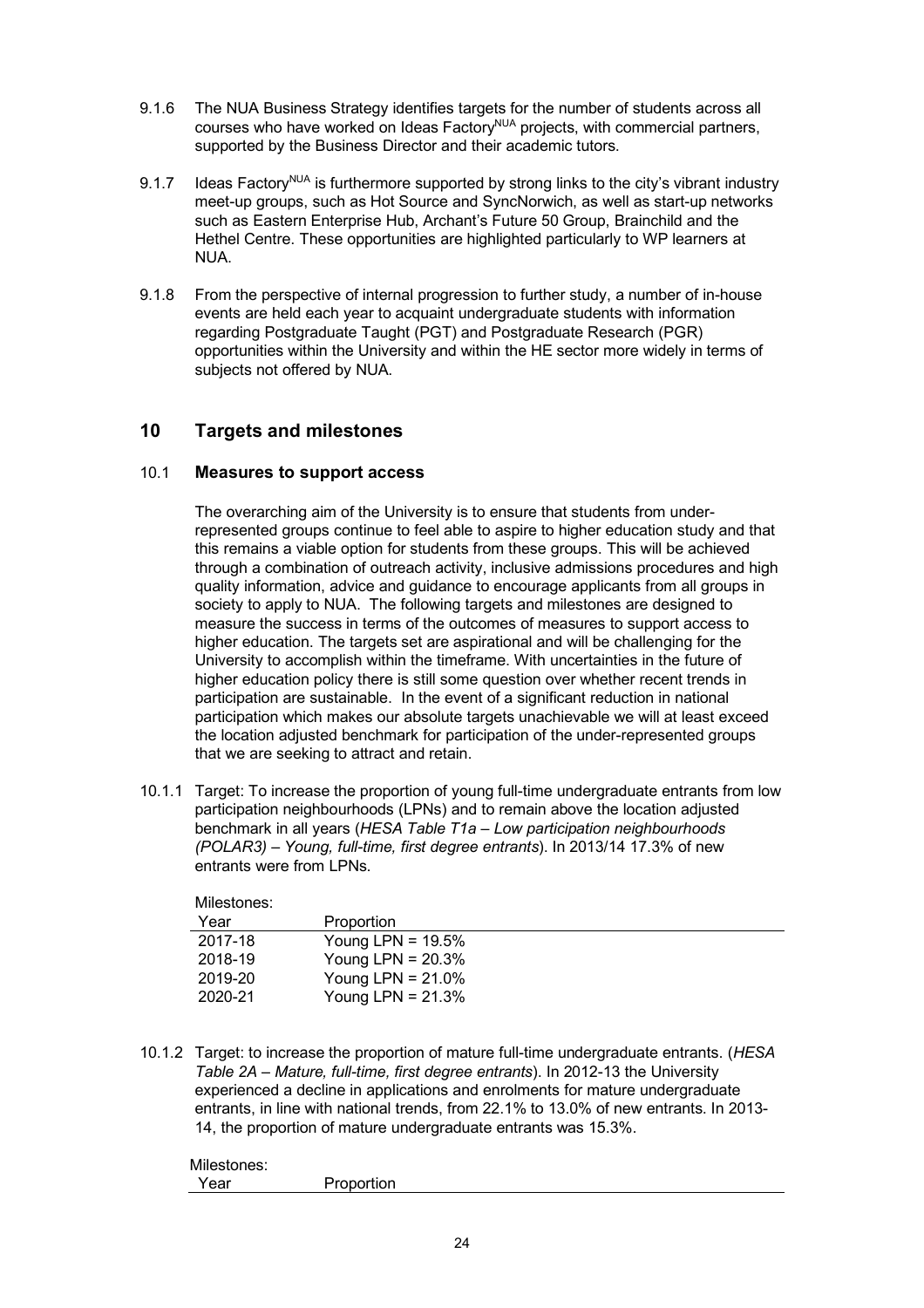9.1.6 The NUA Business Strategy identifies targets for the number of students across all courses who have worked on Ideas Factory[NUA] projects, with commercial partners, supported by the Business Director and their academic tutors.

9.1.7 Ideas Factory[NUA] is furthermore supported by strong links to the city's vibrant industry meet-up groups, such as Hot Source and SyncNorwich, as well as start-up networks such as Eastern Enterprise Hub, Archant's Future 50 Group, Brainchild and the Hethel Centre. These opportunities are highlighted particularly to WP learners at NUA.

9.1.8 From the perspective of internal progression to further study, a number of in-house events are held each year to acquaint undergraduate students with information regarding Postgraduate Taught (PGT) and Postgraduate Research (PGR) opportunities within the University and within the HE sector more widely in terms of subjects not offered by NUA.

## 10 Targets and milestones

### 10.1 Measures to support access

The overarching aim of the University is to ensure that students from under-represented groups continue to feel able to aspire to higher education study and that this remains a viable option for students from these groups. This will be achieved through a combination of outreach activity, inclusive admissions procedures and high quality information, advice and guidance to encourage applicants from all groups in society to apply to NUA. The following targets and milestones are designed to measure the success in terms of the outcomes of measures to support access to higher education. The targets set are aspirational and will be challenging for the University to accomplish within the timeframe. With uncertainties in the future of higher education policy there is still some question over whether recent trends in participation are sustainable. In the event of a significant reduction in national participation which makes our absolute targets unachievable we will at least exceed the location adjusted benchmark for participation of the under-represented groups that we are seeking to attract and retain.

10.1.1 Target: To increase the proportion of young full-time undergraduate entrants from low participation neighbourhoods (LPNs) and to remain above the location adjusted benchmark in all years (*HESA Table T1a – Low participation neighbourhoods (POLAR3) – Young, full-time, first degree entrants*). In 2013/14 17.3% of new entrants were from LPNs.

Milestones:

| Year | Proportion |
|---|---|
| 2017-18 | Young LPN = 19.5% |
| 2018-19 | Young LPN = 20.3% |
| 2019-20 | Young LPN = 21.0% |
| 2020-21 | Young LPN = 21.3% |

10.1.2 Target: to increase the proportion of mature full-time undergraduate entrants. (*HESA Table 2A – Mature, full-time, first degree entrants*). In 2012-13 the University experienced a decline in applications and enrolments for mature undergraduate entrants, in line with national trends, from 22.1% to 13.0% of new entrants. In 2013-14, the proportion of mature undergraduate entrants was 15.3%.

Milestones:

| Year | Proportion |
|---|---|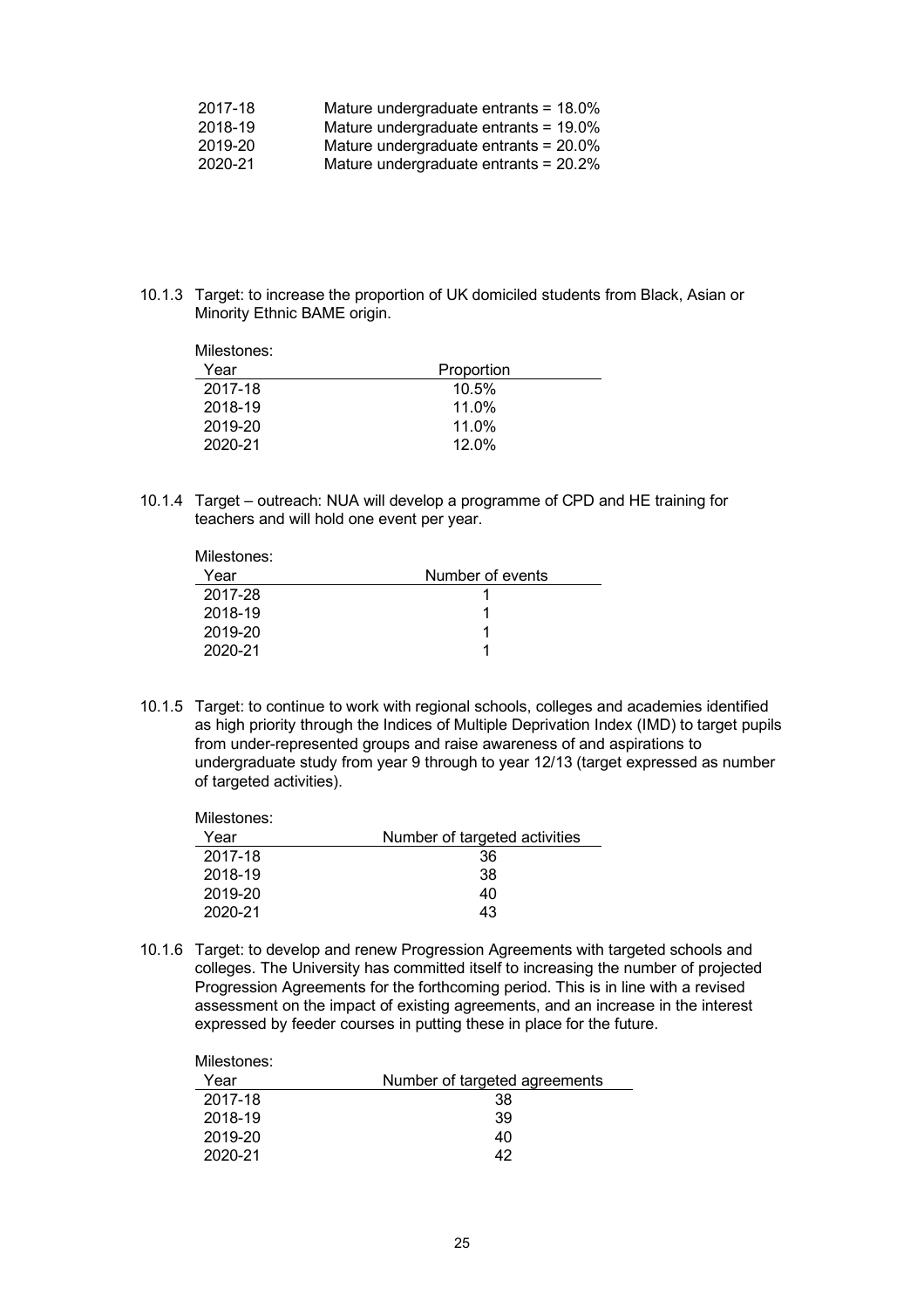| | |
|---|---|
| 2017-18 | Mature undergraduate entrants = 18.0% |
| 2018-19 | Mature undergraduate entrants = 19.0% |
| 2019-20 | Mature undergraduate entrants = 20.0% |
| 2020-21 | Mature undergraduate entrants = 20.2% |

10.1.3 Target: to increase the proportion of UK domiciled students from Black, Asian or Minority Ethnic BAME origin.

Milestones:

| Year | Proportion |
|---|---|
| 2017-18 | 10.5% |
| 2018-19 | 11.0% |
| 2019-20 | 11.0% |
| 2020-21 | 12.0% |

10.1.4 Target – outreach: NUA will develop a programme of CPD and HE training for teachers and will hold one event per year.

Milestones:

| Year | Number of events |
|---|---|
| 2017-28 | 1 |
| 2018-19 | 1 |
| 2019-20 | 1 |
| 2020-21 | 1 |

10.1.5 Target: to continue to work with regional schools, colleges and academies identified as high priority through the Indices of Multiple Deprivation Index (IMD) to target pupils from under-represented groups and raise awareness of and aspirations to undergraduate study from year 9 through to year 12/13 (target expressed as number of targeted activities).

Milestones:

| Year | Number of targeted activities |
|---|---|
| 2017-18 | 36 |
| 2018-19 | 38 |
| 2019-20 | 40 |
| 2020-21 | 43 |

10.1.6 Target: to develop and renew Progression Agreements with targeted schools and colleges. The University has committed itself to increasing the number of projected Progression Agreements for the forthcoming period. This is in line with a revised assessment on the impact of existing agreements, and an increase in the interest expressed by feeder courses in putting these in place for the future.

Milestones:

| Year | Number of targeted agreements |
|---|---|
| 2017-18 | 38 |
| 2018-19 | 39 |
| 2019-20 | 40 |
| 2020-21 | 42 |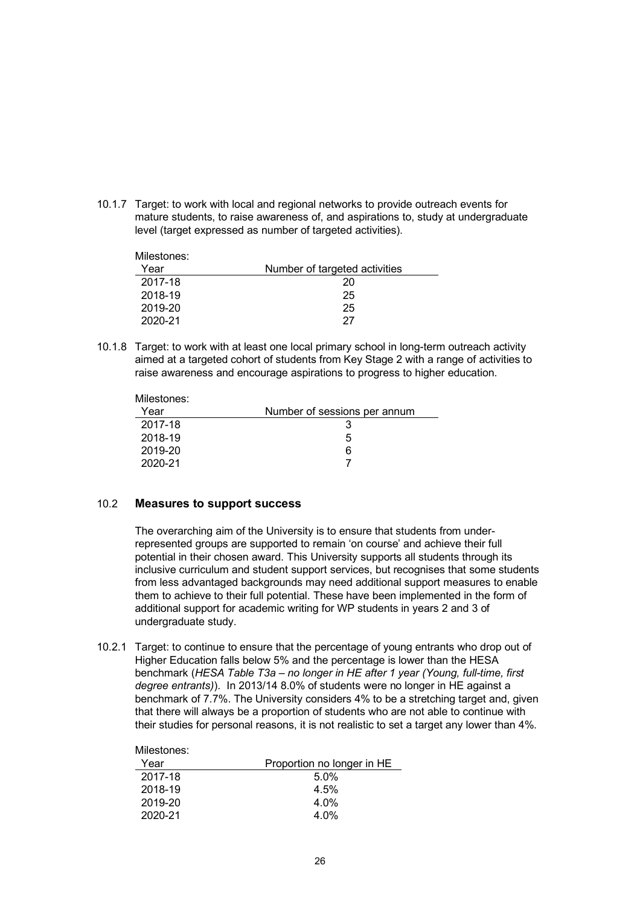10.1.7 Target: to work with local and regional networks to provide outreach events for mature students, to raise awareness of, and aspirations to, study at undergraduate level (target expressed as number of targeted activities).

Milestones:

| Year | Number of targeted activities |
|---|---|
| 2017-18 | 20 |
| 2018-19 | 25 |
| 2019-20 | 25 |
| 2020-21 | 27 |

10.1.8 Target: to work with at least one local primary school in long-term outreach activity aimed at a targeted cohort of students from Key Stage 2 with a range of activities to raise awareness and encourage aspirations to progress to higher education.

Milestones:

| Year | Number of sessions per annum |
|---|---|
| 2017-18 | 3 |
| 2018-19 | 5 |
| 2019-20 | 6 |
| 2020-21 | 7 |

## 10.2 Measures to support success

The overarching aim of the University is to ensure that students from under-represented groups are supported to remain 'on course' and achieve their full potential in their chosen award. This University supports all students through its inclusive curriculum and student support services, but recognises that some students from less advantaged backgrounds may need additional support measures to enable them to achieve to their full potential. These have been implemented in the form of additional support for academic writing for WP students in years 2 and 3 of undergraduate study.

10.2.1 Target: to continue to ensure that the percentage of young entrants who drop out of Higher Education falls below 5% and the percentage is lower than the HESA benchmark (*HESA Table T3a – no longer in HE after 1 year (Young, full-time, first degree entrants)*). In 2013/14 8.0% of students were no longer in HE against a benchmark of 7.7%. The University considers 4% to be a stretching target and, given that there will always be a proportion of students who are not able to continue with their studies for personal reasons, it is not realistic to set a target any lower than 4%.

Milestones:

| Year | Proportion no longer in HE |
|---|---|
| 2017-18 | 5.0% |
| 2018-19 | 4.5% |
| 2019-20 | 4.0% |
| 2020-21 | 4.0% |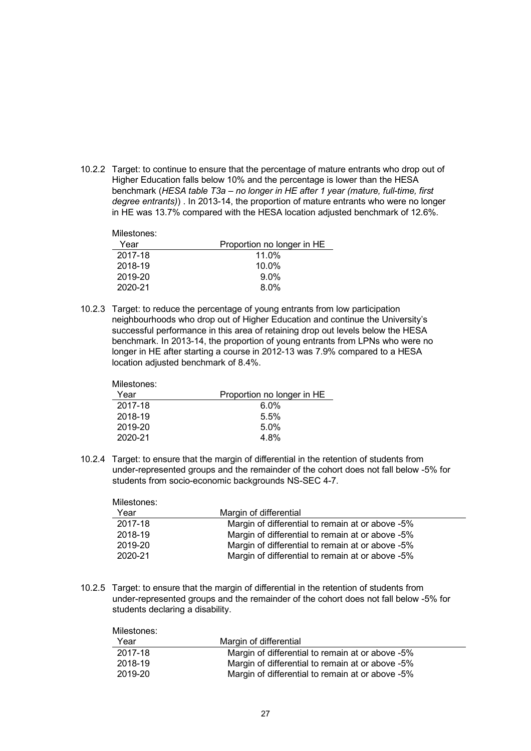10.2.2 Target: to continue to ensure that the percentage of mature entrants who drop out of Higher Education falls below 10% and the percentage is lower than the HESA benchmark (*HESA table T3a – no longer in HE after 1 year (mature, full-time, first degree entrants)*) . In 2013-14, the proportion of mature entrants who were no longer in HE was 13.7% compared with the HESA location adjusted benchmark of 12.6%.

Milestones:

| Year | Proportion no longer in HE |
|---|---|
| 2017-18 | 11.0% |
| 2018-19 | 10.0% |
| 2019-20 | 9.0% |
| 2020-21 | 8.0% |

10.2.3 Target: to reduce the percentage of young entrants from low participation neighbourhoods who drop out of Higher Education and continue the University's successful performance in this area of retaining drop out levels below the HESA benchmark. In 2013-14, the proportion of young entrants from LPNs who were no longer in HE after starting a course in 2012-13 was 7.9% compared to a HESA location adjusted benchmark of 8.4%.

Milestones:

| Year | Proportion no longer in HE |
|---|---|
| 2017-18 | 6.0% |
| 2018-19 | 5.5% |
| 2019-20 | 5.0% |
| 2020-21 | 4.8% |

10.2.4 Target: to ensure that the margin of differential in the retention of students from under-represented groups and the remainder of the cohort does not fall below -5% for students from socio-economic backgrounds NS-SEC 4-7.

Milestones:

| Year | Margin of differential |
|---|---|
| 2017-18 | Margin of differential to remain at or above -5% |
| 2018-19 | Margin of differential to remain at or above -5% |
| 2019-20 | Margin of differential to remain at or above -5% |
| 2020-21 | Margin of differential to remain at or above -5% |

10.2.5 Target: to ensure that the margin of differential in the retention of students from under-represented groups and the remainder of the cohort does not fall below -5% for students declaring a disability.

Milestones:

| Year | Margin of differential |
|---|---|
| 2017-18 | Margin of differential to remain at or above -5% |
| 2018-19 | Margin of differential to remain at or above -5% |
| 2019-20 | Margin of differential to remain at or above -5% |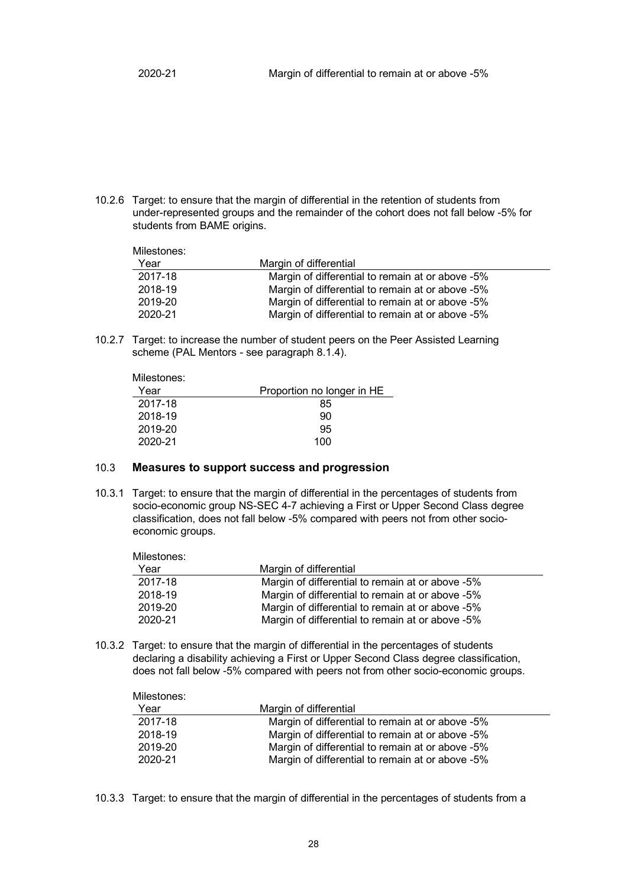| 2020-21 | Margin of differential to remain at or above -5% |
|---|---|

10.2.6 Target: to ensure that the margin of differential in the retention of students from under-represented groups and the remainder of the cohort does not fall below -5% for students from BAME origins.

Milestones:

| Year | Margin of differential |
|---|---|
| 2017-18 | Margin of differential to remain at or above -5% |
| 2018-19 | Margin of differential to remain at or above -5% |
| 2019-20 | Margin of differential to remain at or above -5% |
| 2020-21 | Margin of differential to remain at or above -5% |

10.2.7 Target: to increase the number of student peers on the Peer Assisted Learning scheme (PAL Mentors - see paragraph 8.1.4).

Milestones:

| Year | Proportion no longer in HE |
|---|---|
| 2017-18 | 85 |
| 2018-19 | 90 |
| 2019-20 | 95 |
| 2020-21 | 100 |

## 10.3 Measures to support success and progression

10.3.1 Target: to ensure that the margin of differential in the percentages of students from socio-economic group NS-SEC 4-7 achieving a First or Upper Second Class degree classification, does not fall below -5% compared with peers not from other socio-economic groups.

Milestones:

| Year | Margin of differential |
|---|---|
| 2017-18 | Margin of differential to remain at or above -5% |
| 2018-19 | Margin of differential to remain at or above -5% |
| 2019-20 | Margin of differential to remain at or above -5% |
| 2020-21 | Margin of differential to remain at or above -5% |

10.3.2 Target: to ensure that the margin of differential in the percentages of students declaring a disability achieving a First or Upper Second Class degree classification, does not fall below -5% compared with peers not from other socio-economic groups.

Milestones:

| Year | Margin of differential |
|---|---|
| 2017-18 | Margin of differential to remain at or above -5% |
| 2018-19 | Margin of differential to remain at or above -5% |
| 2019-20 | Margin of differential to remain at or above -5% |
| 2020-21 | Margin of differential to remain at or above -5% |

10.3.3 Target: to ensure that the margin of differential in the percentages of students from a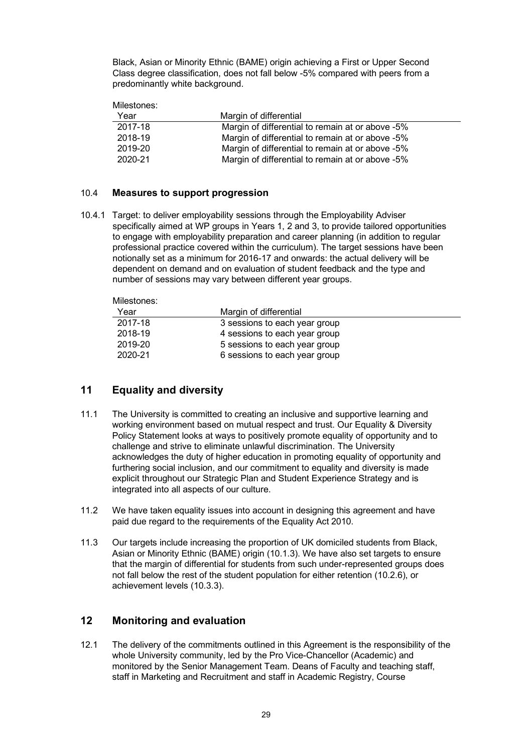Black, Asian or Minority Ethnic (BAME) origin achieving a First or Upper Second Class degree classification, does not fall below -5% compared with peers from a predominantly white background.

Milestones:

| Year | Margin of differential |
|---|---|
| 2017-18 | Margin of differential to remain at or above -5% |
| 2018-19 | Margin of differential to remain at or above -5% |
| 2019-20 | Margin of differential to remain at or above -5% |
| 2020-21 | Margin of differential to remain at or above -5% |

### 10.4 Measures to support progression

10.4.1 Target: to deliver employability sessions through the Employability Adviser specifically aimed at WP groups in Years 1, 2 and 3, to provide tailored opportunities to engage with employability preparation and career planning (in addition to regular professional practice covered within the curriculum). The target sessions have been notionally set as a minimum for 2016-17 and onwards: the actual delivery will be dependent on demand and on evaluation of student feedback and the type and number of sessions may vary between different year groups.

Milestones:

| Year | Margin of differential |
|---|---|
| 2017-18 | 3 sessions to each year group |
| 2018-19 | 4 sessions to each year group |
| 2019-20 | 5 sessions to each year group |
| 2020-21 | 6 sessions to each year group |

## 11 Equality and diversity

11.1 The University is committed to creating an inclusive and supportive learning and working environment based on mutual respect and trust. Our Equality & Diversity Policy Statement looks at ways to positively promote equality of opportunity and to challenge and strive to eliminate unlawful discrimination. The University acknowledges the duty of higher education in promoting equality of opportunity and furthering social inclusion, and our commitment to equality and diversity is made explicit throughout our Strategic Plan and Student Experience Strategy and is integrated into all aspects of our culture.

11.2 We have taken equality issues into account in designing this agreement and have paid due regard to the requirements of the Equality Act 2010.

11.3 Our targets include increasing the proportion of UK domiciled students from Black, Asian or Minority Ethnic (BAME) origin (10.1.3). We have also set targets to ensure that the margin of differential for students from such under-represented groups does not fall below the rest of the student population for either retention (10.2.6), or achievement levels (10.3.3).

## 12 Monitoring and evaluation

12.1 The delivery of the commitments outlined in this Agreement is the responsibility of the whole University community, led by the Pro Vice-Chancellor (Academic) and monitored by the Senior Management Team. Deans of Faculty and teaching staff, staff in Marketing and Recruitment and staff in Academic Registry, Course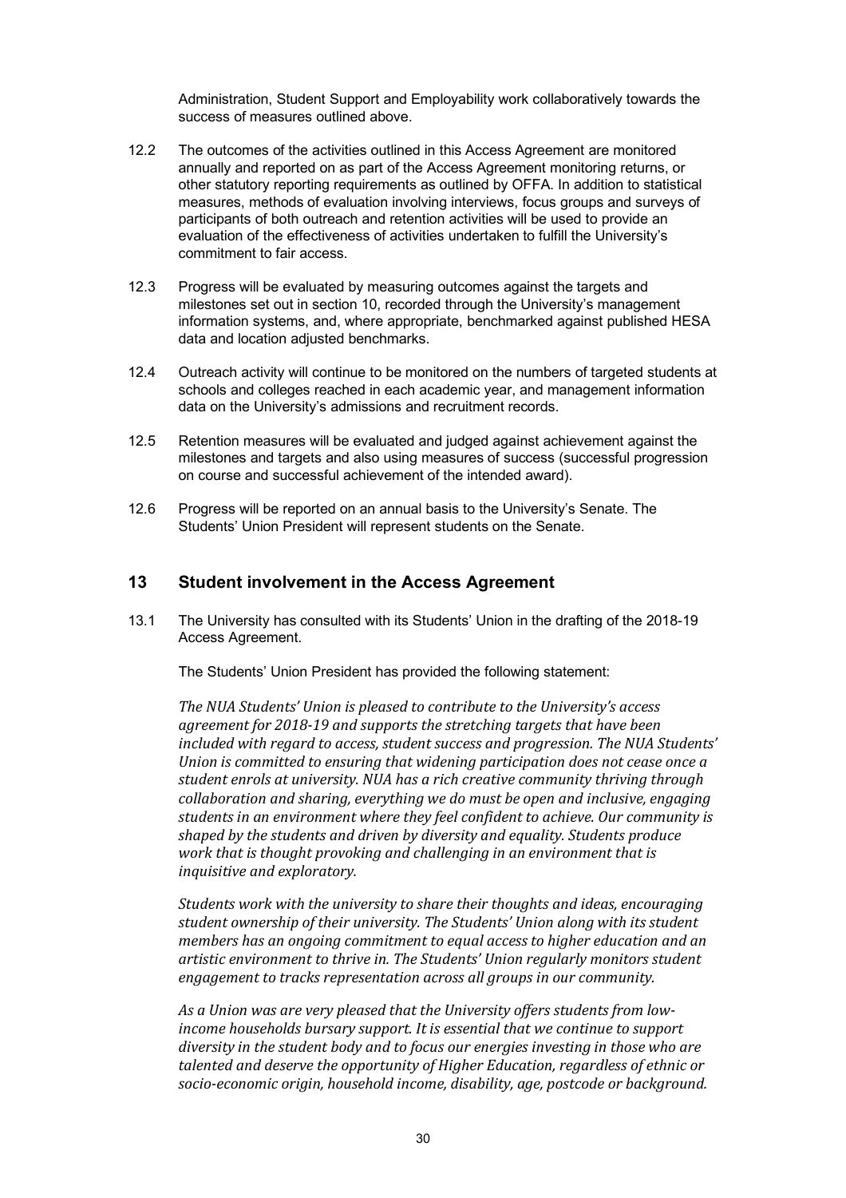Administration, Student Support and Employability work collaboratively towards the success of measures outlined above.

12.2 The outcomes of the activities outlined in this Access Agreement are monitored annually and reported on as part of the Access Agreement monitoring returns, or other statutory reporting requirements as outlined by OFFA. In addition to statistical measures, methods of evaluation involving interviews, focus groups and surveys of participants of both outreach and retention activities will be used to provide an evaluation of the effectiveness of activities undertaken to fulfill the University's commitment to fair access.

12.3 Progress will be evaluated by measuring outcomes against the targets and milestones set out in section 10, recorded through the University's management information systems, and, where appropriate, benchmarked against published HESA data and location adjusted benchmarks.

12.4 Outreach activity will continue to be monitored on the numbers of targeted students at schools and colleges reached in each academic year, and management information data on the University's admissions and recruitment records.

12.5 Retention measures will be evaluated and judged against achievement against the milestones and targets and also using measures of success (successful progression on course and successful achievement of the intended award).

12.6 Progress will be reported on an annual basis to the University's Senate. The Students' Union President will represent students on the Senate.

## 13 Student involvement in the Access Agreement

13.1 The University has consulted with its Students' Union in the drafting of the 2018-19 Access Agreement.

The Students' Union President has provided the following statement:

*The NUA Students' Union is pleased to contribute to the University's access agreement for 2018-19 and supports the stretching targets that have been included with regard to access, student success and progression. The NUA Students' Union is committed to ensuring that widening participation does not cease once a student enrols at university. NUA has a rich creative community thriving through collaboration and sharing, everything we do must be open and inclusive, engaging students in an environment where they feel confident to achieve. Our community is shaped by the students and driven by diversity and equality. Students produce work that is thought provoking and challenging in an environment that is inquisitive and exploratory.*

*Students work with the university to share their thoughts and ideas, encouraging student ownership of their university. The Students' Union along with its student members has an ongoing commitment to equal access to higher education and an artistic environment to thrive in. The Students' Union regularly monitors student engagement to tracks representation across all groups in our community.*

*As a Union was are very pleased that the University offers students from low-income households bursary support. It is essential that we continue to support diversity in the student body and to focus our energies investing in those who are talented and deserve the opportunity of Higher Education, regardless of ethnic or socio-economic origin, household income, disability, age, postcode or background.*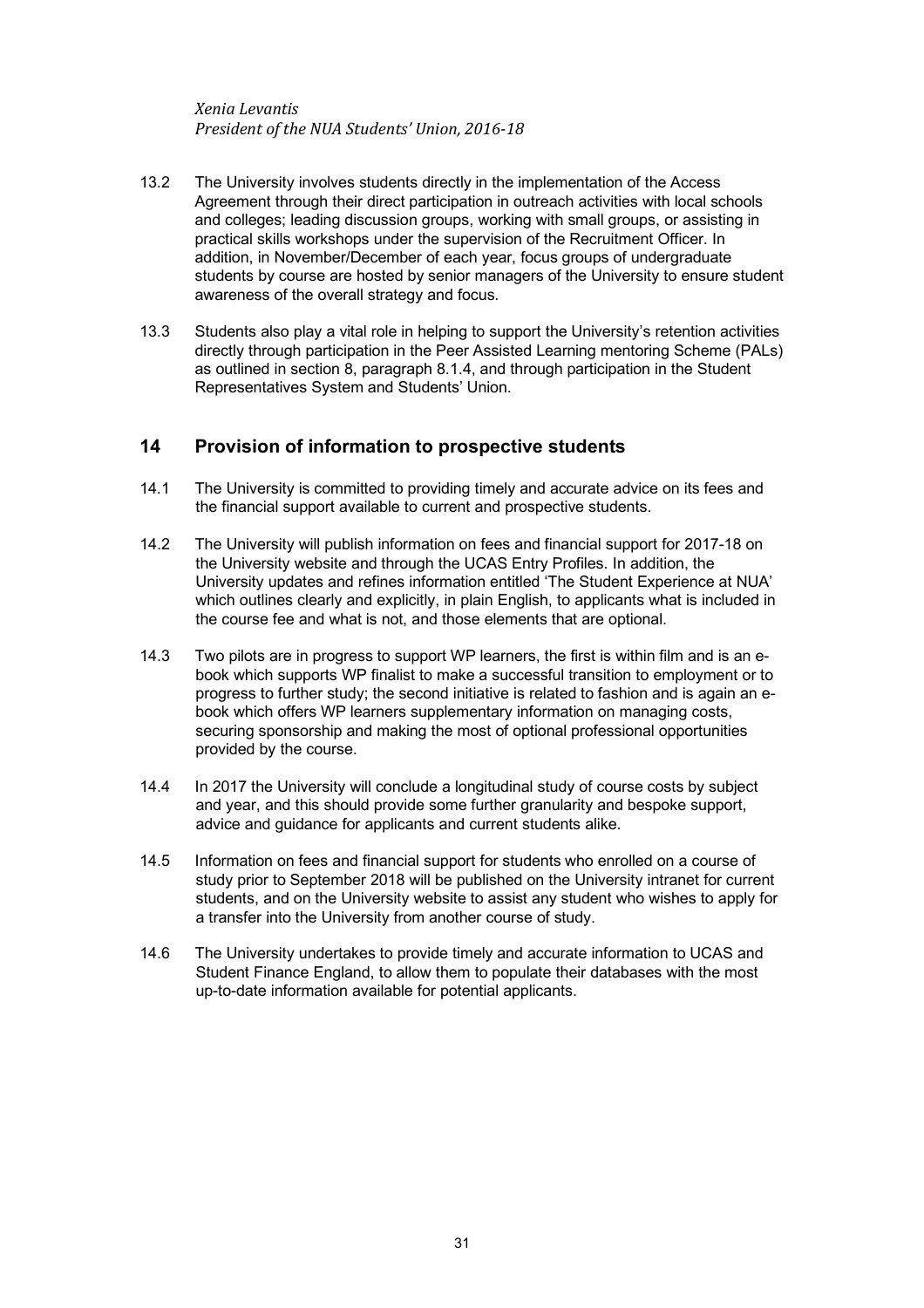*Xenia Levantis*
*President of the NUA Students' Union, 2016-18*

13.2 The University involves students directly in the implementation of the Access Agreement through their direct participation in outreach activities with local schools and colleges; leading discussion groups, working with small groups, or assisting in practical skills workshops under the supervision of the Recruitment Officer. In addition, in November/December of each year, focus groups of undergraduate students by course are hosted by senior managers of the University to ensure student awareness of the overall strategy and focus.

13.3 Students also play a vital role in helping to support the University's retention activities directly through participation in the Peer Assisted Learning mentoring Scheme (PALs) as outlined in section 8, paragraph 8.1.4, and through participation in the Student Representatives System and Students' Union.

## 14 Provision of information to prospective students

14.1 The University is committed to providing timely and accurate advice on its fees and the financial support available to current and prospective students.

14.2 The University will publish information on fees and financial support for 2017-18 on the University website and through the UCAS Entry Profiles. In addition, the University updates and refines information entitled 'The Student Experience at NUA' which outlines clearly and explicitly, in plain English, to applicants what is included in the course fee and what is not, and those elements that are optional.

14.3 Two pilots are in progress to support WP learners, the first is within film and is an e-book which supports WP finalist to make a successful transition to employment or to progress to further study; the second initiative is related to fashion and is again an e-book which offers WP learners supplementary information on managing costs, securing sponsorship and making the most of optional professional opportunities provided by the course.

14.4 In 2017 the University will conclude a longitudinal study of course costs by subject and year, and this should provide some further granularity and bespoke support, advice and guidance for applicants and current students alike.

14.5 Information on fees and financial support for students who enrolled on a course of study prior to September 2018 will be published on the University intranet for current students, and on the University website to assist any student who wishes to apply for a transfer into the University from another course of study.

14.6 The University undertakes to provide timely and accurate information to UCAS and Student Finance England, to allow them to populate their databases with the most up-to-date information available for potential applicants.